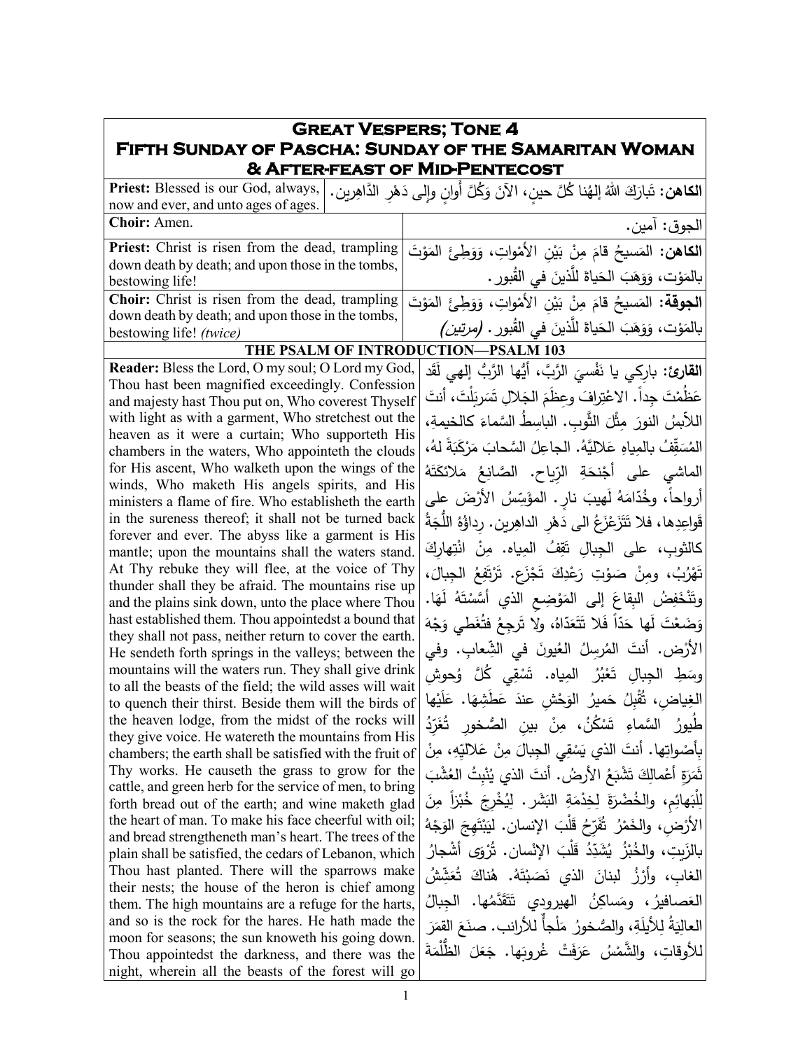# Great Vespers; Tone 4
## Fifth Sunday of Pascha: Sunday of the Samaritan Woman & After-feast of Mid-Pentecost

| | |
|---|---|
| **Priest:** Blessed is our God, always, now and ever, and unto ages of ages. | **الكاهن:** تَبارَكَ اللهُ إلهُنا كُلَّ حينٍ، الآنَ وَكُلَّ أَوانٍ وإلى دَهْرِ الدَّاهِرين. |
| **Choir:** Amen. | الجوق: آمين. |
| **Priest:** Christ is risen from the dead, trampling down death by death; and upon those in the tombs, bestowing life! | **الكاهن:** المَسيحُ قامَ مِنْ بَيْنِ الأمْواتِ، وَوَطِئَ المَوْتَ بالمَوْت، وَوَهَبَ الحَياةَ لِلَّذينَ في القُبور. |
| **Choir:** Christ is risen from the dead, trampling down death by death; and upon those in the tombs, bestowing life! *(twice)* | **الجوقة:** المَسيحُ قامَ مِنْ بَيْنِ الأمْواتِ، وَوَطِئَ المَوْتَ بالمَوْت، وَوَهَبَ الحَياةَ لِلَّذينَ في القُبور. *(مرتين)* |

### THE PSALM OF INTRODUCTION—PSALM 103

| | |
|---|---|
| **Reader:** Bless the Lord, O my soul; O Lord my God, Thou hast been magnified exceedingly. Confession and majesty hast Thou put on, Who coverest Thyself with light as with a garment, Who stretchest out the heaven as it were a curtain; Who supporteth His chambers in the waters, Who appointeth the clouds for His ascent, Who walketh upon the wings of the winds, Who maketh His angels spirits, and His ministers a flame of fire. Who establisheth the earth in the sureness thereof; it shall not be turned back forever and ever. The abyss like a garment is His mantle; upon the mountains shall the waters stand. At Thy rebuke they will flee, at the voice of Thy thunder shall they be afraid. The mountains rise up and the plains sink down, unto the place where Thou hast established them. Thou appointedst a bound that they shall not pass, neither return to cover the earth. He sendeth forth springs in the valleys; between the mountains will the waters run. They shall give drink to all the beasts of the field; the wild asses will wait to quench their thirst. Beside them will the birds of the heaven lodge, from the midst of the rocks will they give voice. He watereth the mountains from His chambers; the earth shall be satisfied with the fruit of Thy works. He causeth the grass to grow for the cattle, and green herb for the service of men, to bring forth bread out of the earth; and wine maketh glad the heart of man. To make his face cheerful with oil; and bread strengtheneth man's heart. The trees of the plain shall be satisfied, the cedars of Lebanon, which Thou hast planted. There will the sparrows make their nests; the house of the heron is chief among them. The high mountains are a refuge for the harts, and so is the rock for the hares. He hath made the moon for seasons; the sun knoweth his going down. Thou appointedst the darkness, and there was the night, wherein all the beasts of the forest will go | **القارئ:** بارِكي يا نَفْسيَ الرَّبَّ، أيُّها الرَّبُّ إلهي لَقَد عَظُمْتَ جِداً. الاعْتِرافَ وعِظَمَ الجَلالِ تَسَربَلْتَ، أنتَ اللاّبِسُ النورَ مِثْلَ الثَّوبِ. الباسِطُ السَّماءَ كالخيمةِ، المُسَقِّفُ بالمِياهِ عَلاليَّهُ. الجاعِلُ السَّحابَ مَرْكَبَةً لهُ، الماشي على أجْنحَةِ الرِّياح. الصَّانِعُ مَلائكَتَهُ أرواحاً، وخُدّامَهُ لَهيبَ نارٍ. المؤَسِّسُ الأرْضَ على قَواعِدِها، فلا تَتَزَعْزَعُ الى دَهْرِ الداهِرين. رِداؤهُ اللُّجَةُ كالثوبِ، على الجِبالِ تَقِفُ المِياه. مِنْ انْتِهارِكَ تَهْرُبُ، ومِنْ صَوْتِ رَعْدِكَ تَجْزَع. تَرْتَفِعُ الجِبالَ، وتَنْخَفِضُ البِقاعَ إلى المَوْضِعِ الذي أسَّسْتَهُ لَهَا. وَضَعْتَ لَها حَدّاً فَلا تَتَعَدّاهُ، ولا تَرجِعُ فتُغَطي وَجْهَ الأرْض. أنتَ المُرسِلُ العُيونَ في الشِّعابِ. وفي وسَطِ الجِبالِ تَعْبُرُ المِياه. تَسْقِي كُلَّ وُحوشِ الغِياضِ، تُقْبِلُ حَميرُ الوَحْشِ عندَ عَطَشِهَا. عَلَيْها طُيورُ السَّماءِ تَسْكُنُ، مِنْ بينِ الصُّخورِ تُغَرِّدُ بِأصْواتِها. أنتَ الذي يَسْقِي الجِبالَ مِنْ عَلاليِّهِ، مِنْ ثَمَرَةِ أعْمالِكَ تَشْبَعُ الأرضُ. أنتَ الذي يُنْبِتُ العُشْبَ لِلْبَهائِمِ، والخُضْرَةَ لِخِدْمَةِ البَشَر. لِيُخْرِجَ خُبْزاً مِنَ الأرْضِ، والخَمْرُ تُفَرِّحُ قَلْبَ الإنسان. لِيَبْتَهِجَ الوَجْهُ بالزيتِ، والخُبْزُ يُشَدِّدُ قَلْبَ الإنْسان. تُرْوَى أشْجارُ الغابِ، وأرْزُ لبنانَ الذي نَصَبْتَهُ. هُناكَ تُعَشِّشُ العَصافيرُ، ومَساكِنُ الهيرودي تَتَقَدَّمُها. الجِبالُ العالِيَةُ لِلأيلَةِ، والصُخورُ مَلْجأٌ للأرانب. صنَعَ القمَرَ للأوقاتِ، والشَّمْسُ عَرَفَتْ غُروبَها. جَعَلَ الظُّلْمَةَ |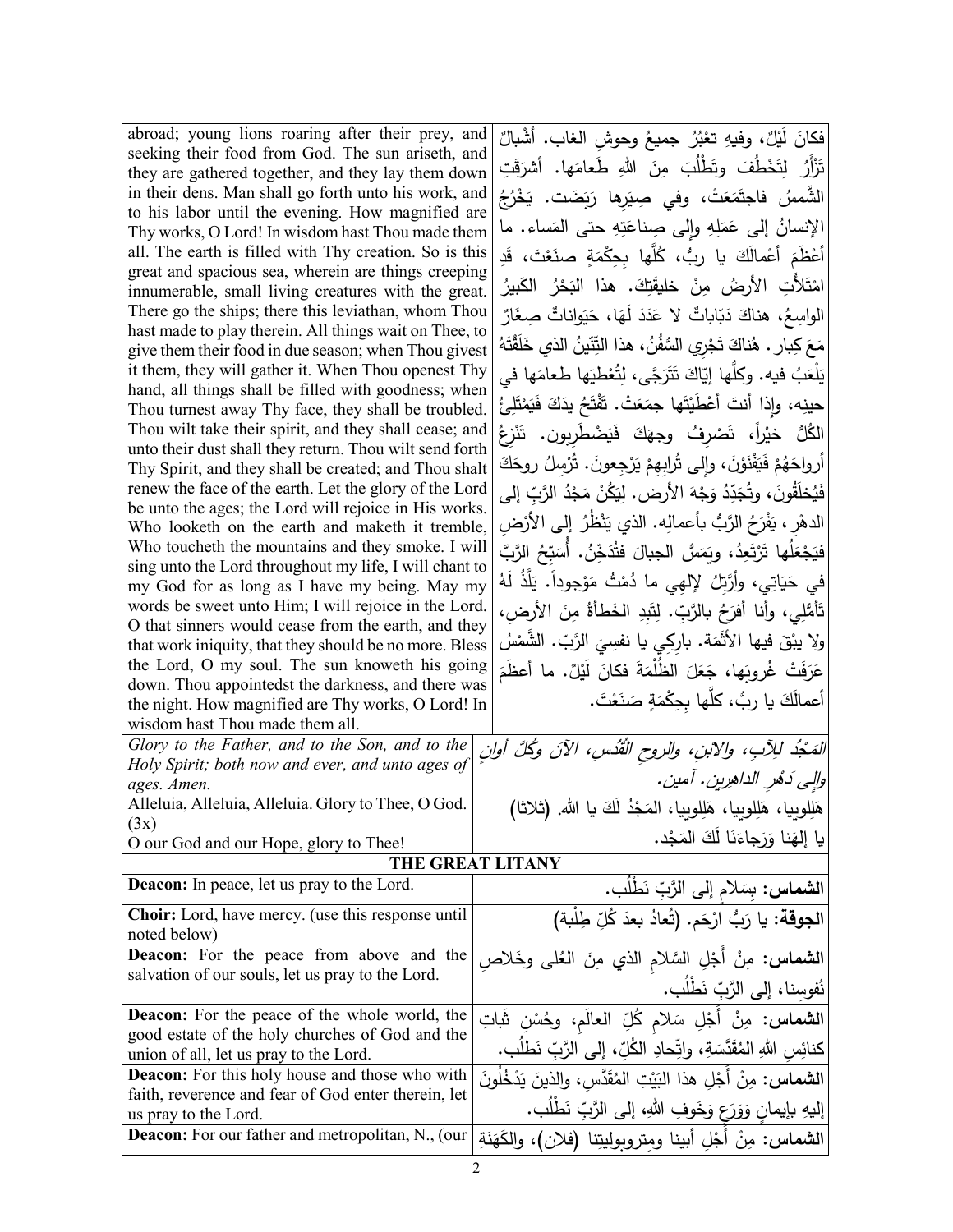| | |
|---|---|
| abroad; young lions roaring after their prey, and seeking their food from God. The sun ariseth, and they are gathered together, and they lay them down in their dens. Man shall go forth unto his work, and to his labor until the evening. How magnified are Thy works, O Lord! In wisdom hast Thou made them all. The earth is filled with Thy creation. So is this great and spacious sea, wherein are things creeping innumerable, small living creatures with the great. There go the ships; there this leviathan, whom Thou hast made to play therein. All things wait on Thee, to give them their food in due season; when Thou givest it them, they will gather it. When Thou openest Thy hand, all things shall be filled with goodness; when Thou turnest away Thy face, they shall be troubled. Thou wilt take their spirit, and they shall cease; and unto their dust shall they return. Thou wilt send forth Thy Spirit, and they shall be created; and Thou shalt renew the face of the earth. Let the glory of the Lord be unto the ages; the Lord will rejoice in His works. Who looketh on the earth and maketh it tremble, Who toucheth the mountains and they smoke. I will sing unto the Lord throughout my life, I will chant to my God for as long as I have my being. May my words be sweet unto Him; I will rejoice in the Lord. O that sinners would cease from the earth, and they that work iniquity, that they should be no more. Bless the Lord, O my soul. The sun knoweth his going down. Thou appointedst the darkness, and there was the night. How magnified are Thy works, O Lord! In wisdom hast Thou made them all. | فكانَ لَيْلٌ، وفيهِ تعْبُرُ جميعُ وحوشِ الغاب. أشْبالٌ تزْأرُ لِتَخْطُفَ وتَطْلُبَ مِنَ اللهِ طَعامَها. أشرَقَتِ الشَّمسُ فاجتَمَعَتْ، وفي صِيَرِها رَبَضَت. يَخْرُجُ الإنسانُ إلى عَمَلِهِ وإلى صِناعَتِهِ حتى المَساء. ما أعْظَمَ أعْمالَكَ يا ربُّ، كُلَّها بِحِكْمَةٍ صنَعْتَ، قَدِ امْتَلأَتِ الأرضُ مِنْ خليقَتِكَ. هذا البَحْرُ الكَبيرُ الواسِعُ، هناكَ دَبّاباتٌ لا عَدَدَ لَها، حَيَواناتٌ صِغَارٌ مَعَ كِبار. هُناكَ تَجْري السُّفُنُ، هذا التِّنّينُ الذي خَلَقْتَهُ يَلْعَبُ فيه. وكلُّها إيّاكَ تَتَرَجَّى، لِتُعْطِيَها طعامَها في حينِه، وإذا أنتَ أعْطَيْتَها جمَعَتْ. تَفْتَحُ يدَكَ فَيَمْتَلِئُ الكُلُّ خيْراً، تَصْرِفُ وجهَكَ فَيَضْطَرِبون. تَنْزِعُ أرواحَهُمْ فَيَفْنَوْنَ، وإلى تُرابِهِمْ يَرْجِعونَ. تُرْسِلُ روحَكَ فَيُخلَقُونَ، وتُجَدِّدُ وَجْهَ الأرض. لِيَكُنْ مَجْدُ الرَّبِّ إلى الدهْرِ، يَفْرَحُ الرَّبُّ بأعمالِه. الذي يَنْظُرُ إلى الأرْضِ فيَجْعَلُها تَرْتَعِدُ، ويَمَسُّ الجبالَ فتُدَخِّنُ. أُسَبِّحُ الرَّبَّ في حَيَاتِي، وأُرَتِّلُ لإلهي ما دُمْتُ مَوْجوداً. يَلَذُّ لَهُ تَأمُّلي، وأنا أفرَحُ بالرَّبِّ. لِتَبِدِ الخَطَأةُ مِنَ الأرضِ، ولا يبْقَ فيها الأثَمة. بارِكي يا نفسِيَ الرَّبّ. الشَّمْسُ عَرَفَتْ غُروبَها، جَعَلَ الظُّلْمَةَ فكانَ لَيْلٌ. ما أعظَمَ أعمالَكَ يا ربُّ، كلَّها بِحِكْمَةٍ صَنَعْتَ. |
| *Glory to the Father, and to the Son, and to the Holy Spirit; both now and ever, and unto ages of ages. Amen.*<br>Alleluia, Alleluia, Alleluia. Glory to Thee, O God. (3x)<br>O our God and our Hope, glory to Thee! | *المَجْدُ للآبِ، والابنِ، والروحِ القُدُسِ، الآنَ وكُلَّ أوانٍ وإلى دَهْرِ الداهرين. آمين.*<br>هَلِلويا، هَلِلويا، هَلِلويا، المَجْدُ لَكَ يا الله. (ثلاثا)<br>يا إلهَنا وَرَجاءَنَا لَكَ المَجْد. |

## THE GREAT LITANY

| | |
|---|---|
| **Deacon:** In peace, let us pray to the Lord. | **الشماس:** بِسَلامٍ إلى الرَّبِّ نَطْلُب. |
| **Choir:** Lord, have mercy. (use this response until noted below) | **الجوقة:** يا رَبُّ ارْحَم. (تُعادُ بعدَ كُلِّ طِلْبة) |
| **Deacon:** For the peace from above and the salvation of our souls, let us pray to the Lord. | **الشماس:** مِنْ أَجْلِ السَّلامِ الذي مِنَ العُلى وخَلاصِ نُفوسِنا، إلى الرَّبِّ نَطْلُب. |
| **Deacon:** For the peace of the whole world, the good estate of the holy churches of God and the union of all, let us pray to the Lord. | **الشماس:** مِنْ أَجْلِ سَلامِ كُلِّ العالَمِ، وحُسْنِ ثَباتِ كنائِسِ اللهِ المُقَدَّسَةِ، واتّحادِ الكُلِّ، إلى الرَّبِّ نَطلُب. |
| **Deacon:** For this holy house and those who with faith, reverence and fear of God enter therein, let us pray to the Lord. | **الشماس:** مِنْ أَجْلِ هذا البَيْتِ المُقدَّسِ، والذينَ يَدْخُلونَ إليهِ بإيمانٍ وَوَرَعٍ وَخَوفِ اللهِ، إلى الرَّبِّ نَطْلُب. |
| **Deacon:** For our father and metropolitan, N., (our | **الشماس:** مِنْ أَجْلِ أبينا ومِتروبوليتِنا (فلان)، والكَهَنَةِ |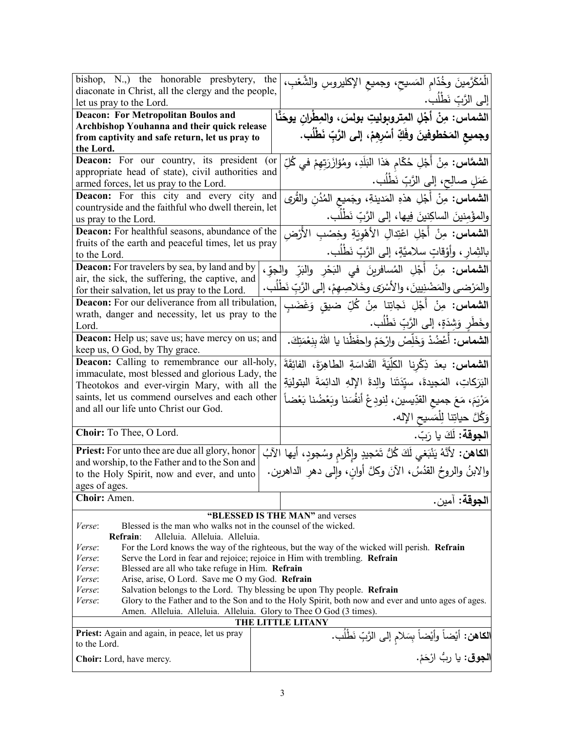| | |
|---|---|
| bishop, N.,) the honorable presbytery, the diaconate in Christ, all the clergy and the people, let us pray to the Lord. | الْمُكَرَّمينَ وخُدّامِ المَسيحِ، وجميعِ الإكليروسِ والشَّعْبِ، إلى الرَّبِّ نَطْلُب. |
| **Deacon: For Metropolitan Boulos and Archbishop Youhanna and their quick release from captivity and safe return, let us pray to the Lord.** | **الشماس: مِنْ أَجْلِ المِتروبوليتِ بولسَ، والمِطْرانِ يوحَنَّا وجميعِ المَخطوفينَ وفَكِّ أسْرِهِمْ، إلى الرَّبِّ نَطْلُب.** |
| **Deacon:** For our country, its president (or appropriate head of state), civil authorities and armed forces, let us pray to the Lord. | **الشمَّاس:** مِنْ أَجْلِ حُكّامِ هَذا البَلَدِ، ومُؤازَرَتِهِمْ في كُلِّ عَمَلٍ صالِحٍ، إلى الرَّبِّ نَطْلُب. |
| **Deacon:** For this city and every city and countryside and the faithful who dwell therein, let us pray to the Lord. | **الشماس:** مِنْ أَجْلِ هذهِ المَدينةِ، وجَميعِ المُدُنِ والقُرى والمؤْمنينَ الساكِنينَ فِيها، إلى الرَّبِّ نَطْلُب. |
| **Deacon:** For healthful seasons, abundance of the fruits of the earth and peaceful times, let us pray to the Lord. | **الشماس:** مِنْ أَجْلِ اعْتِدالِ الأَهْوِيَةِ وخِصْبِ الأَرْضِ بالثِمارِ، وأَوْقاتٍ سلامِيَّةٍ، إلى الرَّبِّ نَطْلُب. |
| **Deacon:** For travelers by sea, by land and by air, the sick, the suffering, the captive, and for their salvation, let us pray to the Lord. | **الشماس:** مِنْ أَجْلِ المُسافرينَ في البَحْرِ والبَرِّ والجوِّ، والمَرْضى والمَضْنِيينَ، والأَسْرَى وخَلاصِهِمْ، إلى الرَّبِّ نَطْلُب. |
| **Deacon:** For our deliverance from all tribulation, wrath, danger and necessity, let us pray to the Lord. | **الشماس:** مِنْ أَجْلِ نَجاتِنا مِنْ كُلِّ ضيقٍ وَغَضَبٍ وخَطَرٍ وَشِدَةٍ، إلى الرَّبِّ نَطْلُب. |
| **Deacon:** Help us; save us; have mercy on us; and keep us, O God, by Thy grace. | **الشماس:** أَعْضُدْ وَخَلِّصْ وارْحَمْ واحفَظْنا يا اللهُ بِنِعْمَتِكَ. |
| **Deacon:** Calling to remembrance our all-holy, immaculate, most blessed and glorious Lady, the Theotokos and ever-virgin Mary, with all the saints, let us commend ourselves and each other and all our life unto Christ our God. | **الشماس:** بعدَ ذِكْرِنا الكلِّيَةَ القَداسَةِ الطاهِرَةَ، الفائِقَةَ البَرَكاتِ، المَجيدةَ، سيّدَتَنا والِدةَ الإلهِ الدائِمَةَ البتولِيَةِ مَرْيَمَ، مَعَ جميعِ القدِّيسين، لِنودِعْ أنفُسَنا وبَعْضُنا بَعْضاً وَكُلَّ حياتِنا لِلْمَسيحِ الإله. |
| **Choir:** To Thee, O Lord. | **الجوقة:** لَكَ يا رَبّ. |
| **Priest:** For unto thee are due all glory, honor and worship, to the Father and to the Son and to the Holy Spirit, now and ever, and unto ages of ages. | **الكاهن:** لأنَّهُ يَنْبَغي لَكَ كُلُّ تَمْجيدٍ وإِكْرامٍ وسُجودٍ، أيها الآبُ والابنُ والروحُ القدُسُ، الآنَ وكلَّ أوانٍ، وإلى دهرِ الداهرين. |
| **Choir:** Amen. | **الجوقة:** آمين. |

**"BLESSED IS THE MAN"** and verses

*Verse*: Blessed is the man who walks not in the counsel of the wicked.
**Refrain**: Alleluia. Alleluia. Alleluia.
*Verse*: For the Lord knows the way of the righteous, but the way of the wicked will perish. **Refrain**
*Verse*: Serve the Lord in fear and rejoice; rejoice in Him with trembling. **Refrain**
*Verse*: Blessed are all who take refuge in Him. **Refrain**
*Verse*: Arise, arise, O Lord. Save me O my God. **Refrain**
*Verse*: Salvation belongs to the Lord. Thy blessing be upon Thy people. **Refrain**
*Verse*: Glory to the Father and to the Son and to the Holy Spirit, both now and ever and unto ages of ages. Amen. Alleluia. Alleluia. Alleluia. Glory to Thee O God (3 times).

**THE LITTLE LITANY**

| | |
|---|---|
| **Priest:** Again and again, in peace, let us pray to the Lord. | **الكاهن:** أيْضاً وأيْضاً بِسَلامٍ إلى الرَّبِّ نَطْلُب. |
| **Choir:** Lord, have mercy. | **الجوق:** يا ربُّ ارْحَمْ. |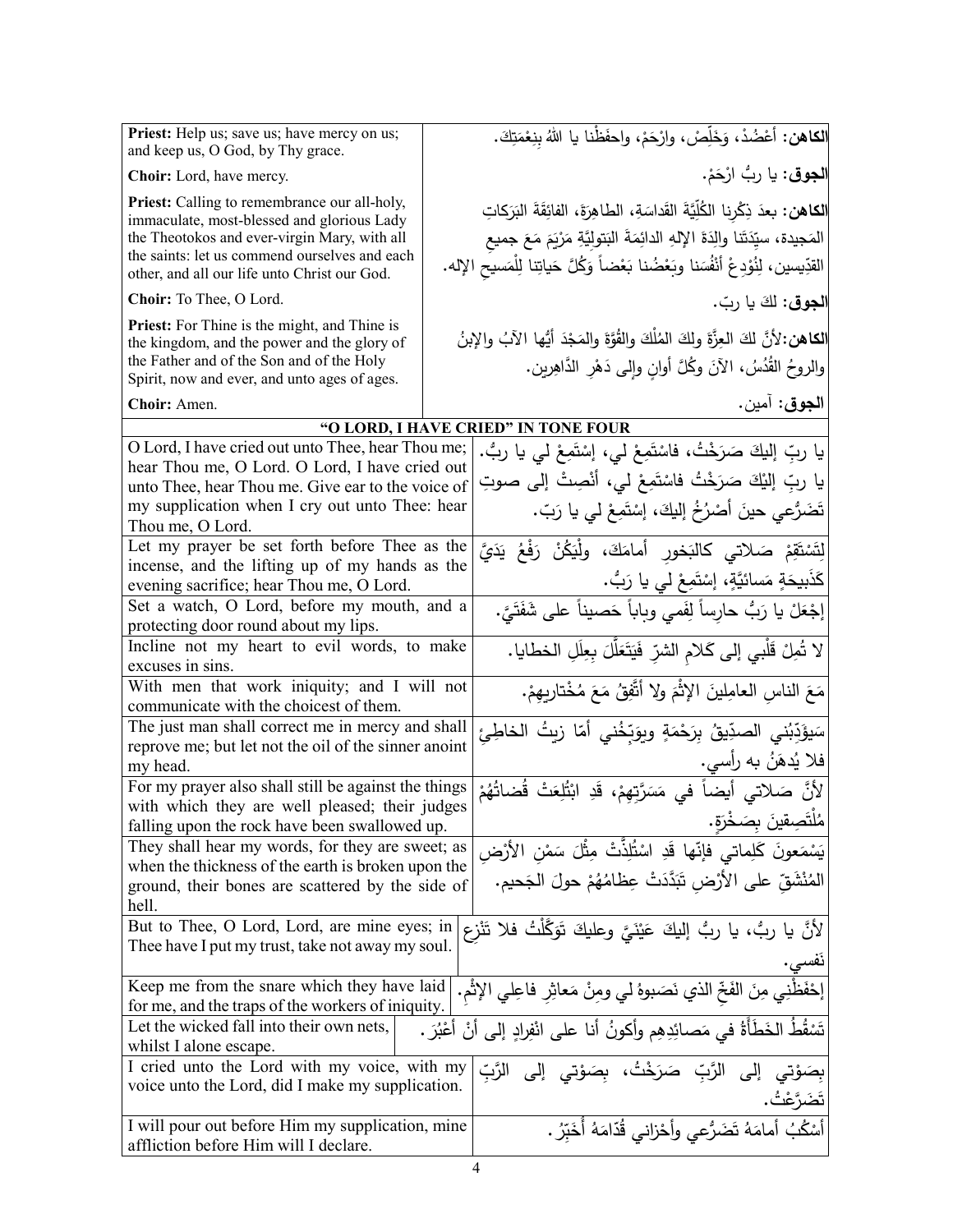| | |
|---|---|
| **Priest:** Help us; save us; have mercy on us; and keep us, O God, by Thy grace. | **الكاهن:** أَعْضُدْ، وَخَلِّصْ، وارْحَمْ، واحفَظْنا يا اللهُ بِنِعْمَتِكَ. |
| **Choir:** Lord, have mercy. | **الجوق:** يا ربُّ ارْحَمْ. |
| **Priest:** Calling to remembrance our all-holy, immaculate, most-blessed and glorious Lady the Theotokos and ever-virgin Mary, with all the saints: let us commend ourselves and each other, and all our life unto Christ our God. | **الكاهن:** بعدَ ذِكْرِنا الكُلِّيَّةَ القَداسَةِ، الطاهِرَةَ، الفائِقَةَ البَرَكاتِ المَجيدة، سيِّدَتَنا والِدَةَ الإلهِ الدائِمَةَ البَتولِيَّةِ مَرْيَمَ مَعَ جميعِ القدِّيسين، لِنُوْدِعْ أَنْفُسَنا وبَعْضُنا بَعْضاً وَكُلَّ حَياتِنا لِلْمَسيحِ الإله. |
| **Choir:** To Thee, O Lord. | **الجوق:** لكَ يا ربّ. |
| **Priest:** For Thine is the might, and Thine is the kingdom, and the power and the glory of the Father and of the Son and of the Holy Spirit, now and ever, and unto ages of ages. | **الكاهن:** لأنَّ لكَ العِزَّةَ ولكَ المُلْكَ والقُوَّةَ والمَجْدَ أيُّها الآبُ والإبنُ والروحُ القُدُسُ، الآنَ وكُلَّ أوانٍ وإلى دَهْرِ الدَّاهِرين. |
| **Choir:** Amen. | **الجوق:** آمين. |

| **"O LORD, I HAVE CRIED" IN TONE FOUR** | |
|---|---|
| O Lord, I have cried out unto Thee, hear Thou me; hear Thou me, O Lord. O Lord, I have cried out unto Thee, hear Thou me. Give ear to the voice of my supplication when I cry out unto Thee: hear Thou me, O Lord. | يا ربِّ إليكَ صَرَخْتُ، فاسْتَمِعْ لي، إستَمِعْ لي يا ربُّ. يا ربِّ إليْكَ صَرَخْتُ فاسْتَمِعْ لي، أنْصِتْ إلى صوتِ تَضَرُّعي حينَ أصْرُخُ إليكَ، إسْتَمِعْ لي يا رَبّ. |
| Let my prayer be set forth before Thee as the incense, and the lifting up of my hands as the evening sacrifice; hear Thou me, O Lord. | لِتَسْتَقِمْ صَلاتي كالبَخورِ أمامَكَ، ولْيَكُنْ رَفْعُ يَدَيَّ كَذَبيحَةٍ مَسائيَّةٍ، إسْتَمِعْ لي يا رَبُّ. |
| Set a watch, O Lord, before my mouth, and a protecting door round about my lips. | إجْعَلْ يا رَبُّ حارِساً لِفَمي وباباً حَصيناً على شَفَتَيَّ. |
| Incline not my heart to evil words, to make excuses in sins. | لا تُمِلْ قَلْبي إلى كَلامِ الشرِّ فَيَتَعَلَّلَ بِعِلَلِ الخطايا. |
| With men that work iniquity; and I will not communicate with the choicest of them. | مَعَ الناسِ العامِلينَ الإثْمَ ولا أتَّفِقُ مَعَ مُخْتاريهِمْ. |
| The just man shall correct me in mercy and shall reprove me; but let not the oil of the sinner anoint my head. | سَيؤَدِّبُني الصدِّيقُ بِرَحْمَةٍ ويوَبِّخُني أمّا زيتُ الخاطِئ فلا يُدهَنُ به رأسي. |
| For my prayer also shall still be against the things with which they are well pleased; their judges falling upon the rock have been swallowed up. | لأنَّ صَلاتي أيضاً في مَسَرَّتِهِمْ، قَدِ ابْتُلِعَتْ قُضاتُهُمْ مُلْتَصِقينَ بِصَخْرَةٍ. |
| They shall hear my words, for they are sweet; as when the thickness of the earth is broken upon the ground, their bones are scattered by the side of hell. | يَسْمَعونَ كَلِماتي فإنّها قَدِ اسْتُلِذَّتْ مِثْلَ سَمْنِ الأرْضِ المُنْشَقِّ على الأرْضِ تَبَدَّدَتْ عِظامُهُمْ حولَ الجَحيم. |
| But to Thee, O Lord, Lord, are mine eyes; in Thee have I put my trust, take not away my soul. | لأنَّ يا ربُّ، يا ربُّ إليكَ عَيْنَيَّ وعليكَ تَوَكَّلْتُ فلا تَنْزِع نَفسي. |
| Keep me from the snare which they have laid for me, and the traps of the workers of iniquity. | إحْفَظْني مِنَ الفَخِّ الذي نَصَبوهُ لي ومِنْ مَعاثِرِ فاعِلي الإثْم. |
| Let the wicked fall into their own nets, whilst I alone escape. | تَسْقُطُ الخَطَأةُ في مَصائِدِهِم وأكونُ أنا على انْفِرادٍ إلى أنْ أعْبُرَ. |
| I cried unto the Lord with my voice, with my voice unto the Lord, did I make my supplication. | بِصَوْتي إلى الرَّبِّ صَرَخْتُ، بِصَوْتي إلى الرَّبِّ تَضَرَّعْتُ. |
| I will pour out before Him my supplication, mine affliction before Him will I declare. | أسْكُبُ أمامَهُ تَضَرُّعي وأحْزاني قُدّامَهُ أُخَبِّرُ. |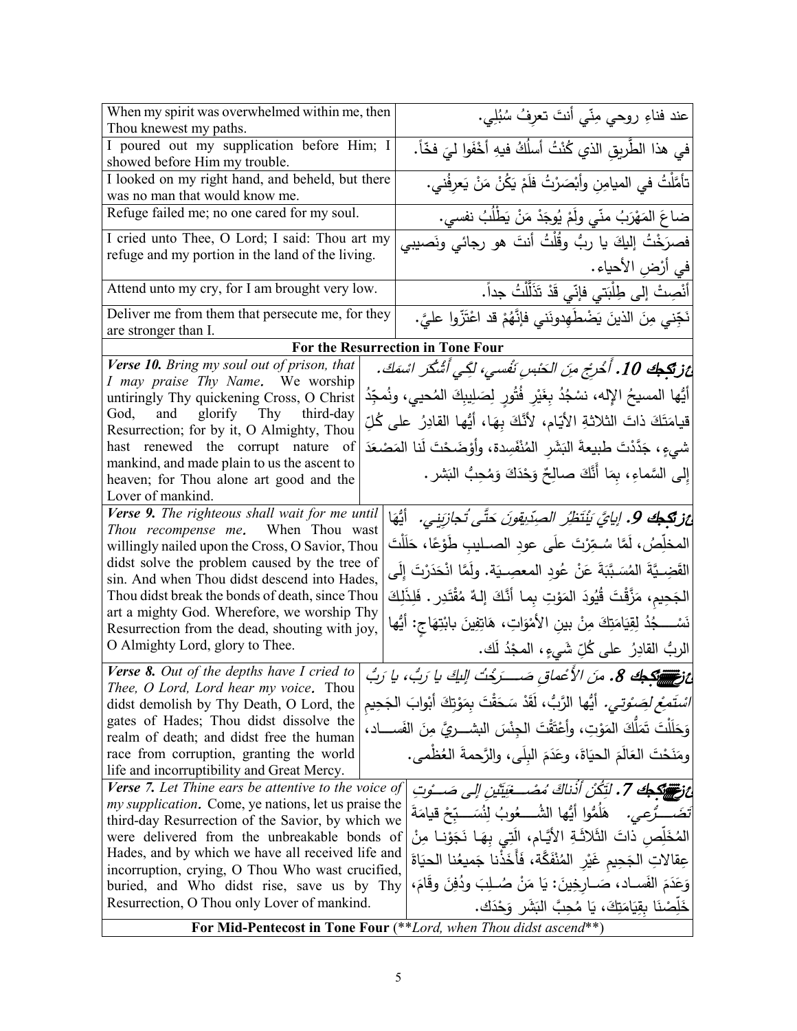| English | Arabic |
| --- | --- |
| When my spirit was overwhelmed within me, then Thou knewest my paths. | عند فناءِ روحي مِنّي أنتَ تعرِفُ سُبُلِي. |
| I poured out my supplication before Him; I showed before Him my trouble. | في هذا الطَّريقِ الذي كُنْتُ أسلُكُ فيهِ أخْفَوا ليَ فخّاً. |
| I looked on my right hand, and beheld, but there was no man that would know me. | تأمَّلْتُ في الميامِنِ وأبْصَرْتُ فلَمْ يَكُنْ مَنْ يَعرِفُني. |
| Refuge failed me; no one cared for my soul. | ضاعَ المَهْرَبُ منّي ولَمْ يُوجَدْ مَنْ يَطْلُبُ نفسي. |
| I cried unto Thee, O Lord; I said: Thou art my refuge and my portion in the land of the living. | فصرَخْتُ إليكَ يا ربُّ وقُلْتُ أنتَ هو رجائي ونَصيبي في أرْضِ الأحياء. |
| Attend unto my cry, for I am brought very low. | أنْصِتْ إلى طِلْبَتي فإنّي قَدْ تَذَلَّلْتُ جداً. |
| Deliver me from them that persecute me, for they are stronger than I. | نَجِّني مِنَ الذينَ يَضْطَهِدونَني فإنَّهُمْ قد اعْتَزّوا عليَّ. |
| **For the Resurrection in Tone Four** | |
| ***Verse 10.*** *Bring my soul out of prison, that I may praise Thy Name.* We worship untiringly Thy quickening Cross, O Christ God, and glorify Thy third-day Resurrection; for by it, O Almighty, Thou hast renewed the corrupt nature of mankind, and made plain to us the ascent to heaven; for Thou alone art good and the Lover of mankind. | ***ع: 10.*** *أخْرِجْ مِنَ الحَبْسِ نَفْسي، لِكَي أشْكُرَ اسْمَكَ.* أيُّها المسيحُ الإله، نسْجُدُ بغَيْرِ فُتُورٍ لِصَليبِكَ المُحيي، ونُمجِّدُ قيامَتَكَ ذاتَ الثلاثةِ الأيّام، لأنَّكَ بهَا، أيُّها القادِرُ على كُلِّ شيءٍ، جَدَّدْتَ طبيعةَ البَشَرِ المُنْفَسِدة، وأوْضَحْتَ لَنا المَصْعَدَ إلى السَّماءِ، بِمَا أنَّكَ صالِحٌ وَحْدَكَ ومُحِبُّ البَشر. |
| ***Verse 9.*** *The righteous shall wait for me until Thou recompense me.* When Thou wast willingly nailed upon the Cross, O Savior, Thou didst solve the problem caused by the tree of sin. And when Thou didst descend into Hades, Thou didst break the bonds of death, since Thou art a mighty God. Wherefore, we worship Thy Resurrection from the dead, shouting with joy, O Almighty Lord, glory to Thee. | ***ع: 9.*** *إيايَّ يَنْتَظِرُ الصِدّيقونَ حَتَّى تُجازِيَني.* أيُّها المخلِّصُ، لَمَّا سُمِّرْتَ علَى عودِ الصليبِ طَوْعًا، حَلَلْتَ القَضِيَّةَ المُسَبَّبَةَ عَنْ عُودِ المعصيَةِ. ولَمَّا انْحَدَرْتَ إلَى الجَحِيمِ، مَزَّقْتَ قُيُودَ المَوْتِ بِما أنَّكَ إلهٌ مُقْتَدِر. فَلِذَلِكَ نَسْجُدُ لِقِيَامَتِكَ مِنْ بينِ الأمْوَاتِ، هَاتِفِينَ بابْتِهَاجٍ: أيُّها الربُّ القادِرُ على كُلِّ شَيءٍ، المجْدُ لَك. |
| ***Verse 8.*** *Out of the depths have I cried to Thee, O Lord, Lord hear my voice.* Thou didst demolish by Thy Death, O Lord, the gates of Hades; Thou didst dissolve the realm of death; and didst free the human race from corruption, granting the world life and incorruptibility and Great Mercy. | ***ع: 8.*** *مِنَ الأعْماقِ صَرَخْتُ إليكَ يا رَبُّ، يا رَبُّ اسْتَمِعْ لِصَوْتي.* أيُّها الرَّبُّ، لَقَدْ سَحَقْتَ بِمَوْتِكَ أبْوابَ الجَحِيمِ وَحَلَلْتَ تَمَلُّكَ المَوْتِ، وأعْتَقْتَ الجِنْسَ البشريَّ مِنَ الفَسادِ، ومَنَحْتَ العَالَمَ الحيَاةَ، وعَدَمَ البِلَى، والرَّحمةَ العُظْمى. |
| ***Verse 7.*** *Let Thine ears be attentive to the voice of my supplication.* Come, ye nations, let us praise the third-day Resurrection of the Savior, by which we were delivered from the unbreakable bonds of Hades, and by which we have all received life and incorruption, crying, O Thou Who wast crucified, buried, and Who didst rise, save us by Thy Resurrection, O Thou only Lover of mankind. | ***ع: 7.*** *لِتَكُنْ أُذناكَ مُصْغِيَتَيْنِ إلى صَوْتِ تَضَرُّعي.* هَلُمُّوا أيُّها الشُعُوبُ لِنُسَبِّحْ قيامَةَ المُخَلِّصِ ذاتَ الثَّلاثَةِ الأيَّام، الَّتِي بِهَا نَجَوْنا مِنْ عِقالاتِ الجَحِيمِ غَيْرِ المُنْفَكَّة، فَأَخَذْنا جَميعُنا الحيَاةَ وَعَدَمَ الفَسادِ، صَارِخِينَ: يَا مَنْ صُلِبَ ودُفِنَ وقَامَ، خَلِّصْنَا بِقِيَامَتِكَ، يَا مُحِبَّ البَشَر وَحْدَك. |
| **For Mid-Pentecost in Tone Four** (***Lord, when Thou didst ascend***) | |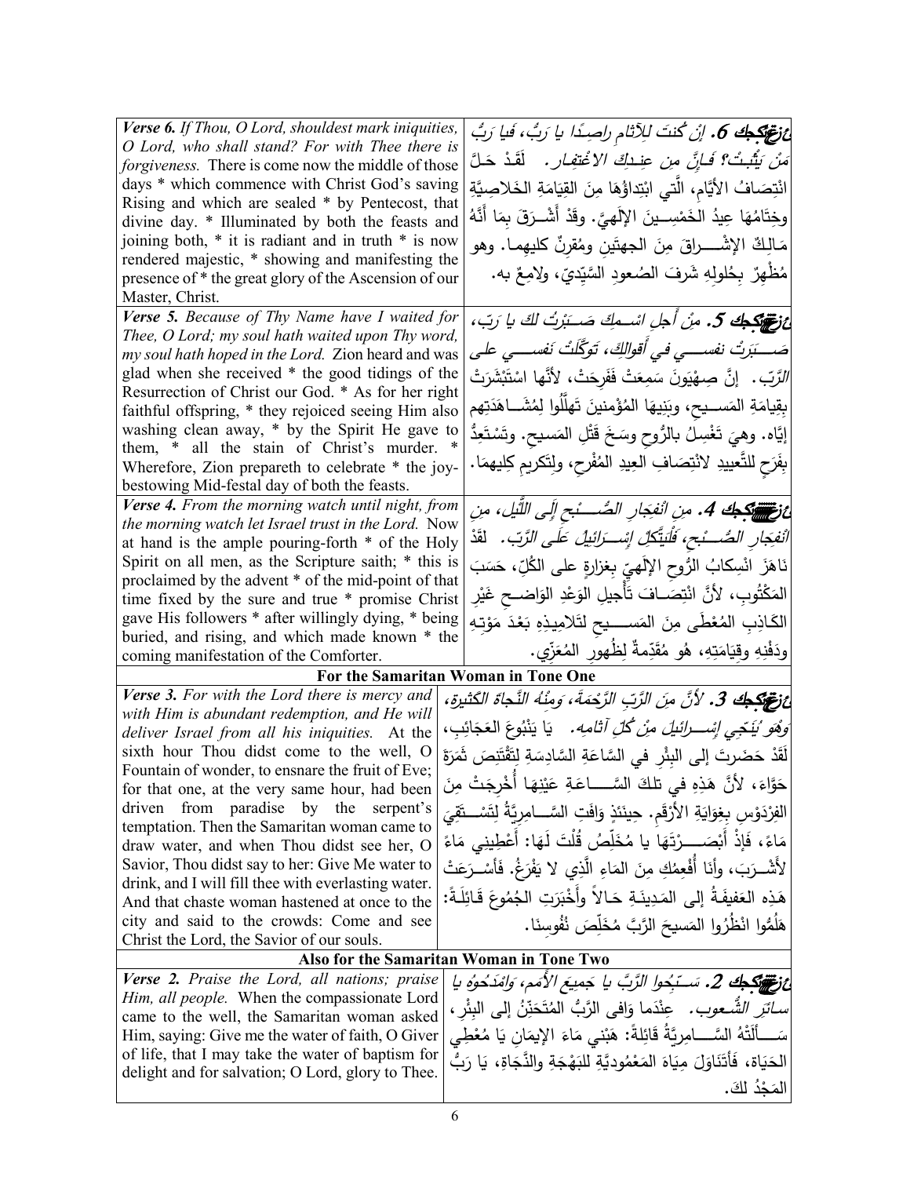| | |
|---|---|
| ***Verse 6.*** *If Thou, O Lord, shouldest mark iniquities, O Lord, who shall stand? For with Thee there is forgiveness.* There is come now the middle of those days * which commence with Christ God's saving Rising and which are sealed * by Pentecost, that divine day. * Illuminated by both the feasts and joining both, * it is radiant and in truth * is now rendered majestic, * showing and manifesting the presence of * the great glory of the Ascension of our Master, Christ. | ***ع***ز***تكجك 6.*** *إنْ كُنتَ لِلآثامِ راصِدًا يا رَبُّ، فَيا رَبُّ مَنْ يَثْبُتُ؟ فَإنَّ مِن عِندِكَ الاغْتِفار.* لَقَدْ حَلَّ انْتِصَافُ الأَيَّامِ، الَّتي ابْتِداؤُهَا مِنَ القِيَامَةِ الخَلاصِيَّةِ وخِتَامُهَا عِيدُ الخَمْسِينَ الإِلَهِيَّ. وقَدْ أَشْرَقَ بِمَا أَنَّهُ مَالِكٌ الإشْرَاقَ مِنَ الجهتَينِ ومُقرِنٌ كليهِما. وهو مُظْهِرٌ بِحُلولِهِ شَرفَ الصُعودِ السَّيِّديّ، ولامِعٌ به. |
| ***Verse 5.*** *Because of Thy Name have I waited for Thee, O Lord; my soul hath waited upon Thy word, my soul hath hoped in the Lord.* Zion heard and was glad when she received * the good tidings of the Resurrection of Christ our God. * As for her right faithful offspring, * they rejoiced seeing Him also washing clean away, * by the Spirit He gave to them, * all the stain of Christ's murder. * Wherefore, Zion prepareth to celebrate * the joy-bestowing Mid-festal day of both the feasts. | ***ع***ز***تكجك 5.*** *مِنْ أَجلِ اسْمِكَ صَبَرْتُ لكَ يا رَبّ، صَبَرَتْ نفسي في أقوالِكَ، تَوَكَّلَتْ نَفسي على الرَّبّ.* إنَّ صِهْيَونَ سَمِعَتْ فَفَرِحَتْ، لأنَّها اسْتَبْشَرَتْ بِقيامَةِ المَسيحِ، وبَنِيهَا المُؤْمنينَ تَهَلَّلُوا لِمُشَاهَدَتِهِم إيَّاه. وهيَ تَغْسِلُ بالرُّوحِ وسَخَ قَتْلِ المَسيحِ. وتَسْتَعِدُّ بِفَرَحٍ للتَّعييدِ لانْتِصَافِ العِيدِ المُفْرِحِ، ولِتَكريمِ كِليهِمَا. |
| ***Verse 4.*** *From the morning watch until night, from the morning watch let Israel trust in the Lord.* Now at hand is the ample pouring-forth * of the Holy Spirit on all men, as the Scripture saith; * this is proclaimed by the advent * of the mid-point of that time fixed by the sure and true * promise Christ gave His followers * after willingly dying, * being buried, and rising, and which made known * the coming manifestation of the Comforter. | ***ع***ز***تكجك 4.*** *مِنِ انْفِجارِ الصُّبْحِ إِلَى اللَّيلِ، مِنِ انْفِجارِ الصُّبْحِ، فَلْيَتَّكِلْ إِسْرَائيلُ عَلَى الرَّبّ.* لَقَدْ نَاهَزَ انْسِكابُ الرُّوحِ الإلَهِيِّ بِغزارةٍ على الكُلِّ، حَسَبَ المَكْتُوبِ، لأنَّ انْتِصَافَ تَأْجِيلِ الوَعْدِ الوَاضِحِ غَيْرِ الكَاذِبِ المُعْطَى مِنَ المَسيحِ لتَلامِيذِهِ بَعْدَ مَوْتِهِ ودَفْنِهِ وقِيَامَتِهِ، هُو مُقَدِّمةٌ لِظُهورِ المُعَزِّي. |

**For the Samaritan Woman in Tone One**

| | |
|---|---|
| ***Verse 3.*** *For with the Lord there is mercy and with Him is abundant redemption, and He will deliver Israel from all his iniquities.* At the sixth hour Thou didst come to the well, O Fountain of wonder, to ensnare the fruit of Eve; for that one, at the very same hour, had been driven from paradise by the serpent's temptation. Then the Samaritan woman came to draw water, and when Thou didst see her, O Savior, Thou didst say to her: Give Me water to drink, and I will fill thee with everlasting water. And that chaste woman hastened at once to the city and said to the crowds: Come and see Christ the Lord, the Savior of our souls. | ***ع***ز***تكجك 3.*** *لأنَّ مِنَ الرَّبِّ الرَّحْمَةَ، وَمِنْهُ النَّجاةُ الكَثيرة، وهُوَ يُنَجّي إِسْرائيلَ مِنْ كُلِّ آثامِه.* يَا يَنْبُوعَ العَجَائِبِ، لَقَدْ حَضَرتَ إلى البِئْرِ في السَّاعَةِ السَّادِسَةِ لِتَقْتَنِصَ ثَمَرَةَ حَوَّاءَ، لأنَّ هَذِهِ في تلكَ السَّاعَةِ عَيْنِهَا أُخْرِجَتْ مِنَ الفِرْدَوْسِ بِغِوَايَةِ الأَرْقَمِ. حِينَئِذٍ وَافَتِ السَّامِرِيَّةُ لِتَسْتَقِيَ مَاءً، فَإِذْ أَبْصَرْتَهَا يا مُخَلِّصُ قُلْتَ لَهَا: أَعْطِينِي مَاءً لأَشْرَبَ، وأَنَا أُفْعِمُكِ مِنَ المَاءِ الَّذِي لا يَفْرَغُ. فَأَسْرَعَتْ هَذِهِ العَفيفَةُ إلى المَدِينَةِ حَالاً وأَخْبَرَتِ الجُمُوعَ قَائِلَةً: هَلُمُّوا انْظُرُوا المَسيحَ الرَّبَّ مُخَلِّصَ نُفُوسِنَا. |

**Also for the Samaritan Woman in Tone Two**

| | |
|---|---|
| ***Verse 2.*** *Praise the Lord, all nations; praise Him, all people.* When the compassionate Lord came to the well, the Samaritan woman asked Him, saying: Give me the water of faith, O Giver of life, that I may take the water of baptism for delight and for salvation; O Lord, glory to Thee. | ***ع***ز***تكجك 2.*** *سَبِّحُوا الرَّبَّ يا جَميعَ الأُمَمِ، وَامْدَحُوهُ يا سائِرَ الشُّعوب.* عِنْدَما وَافى الرَّبُّ المُتَحَنِّنُ إلى البِئْرِ، سَأَلَتْهُ السَّامِرِيَّةُ قَائِلَةً: هَبْني مَاءَ الإيمَانِ يَا مُعْطِي الحَيَاةِ، فَأَتَنَاوَلَ مِيَاهَ المَعْمُودِيَّةِ للبَهْجَةِ والنَّجَاةِ، يَا رَبُّ المَجْدُ لكَ. |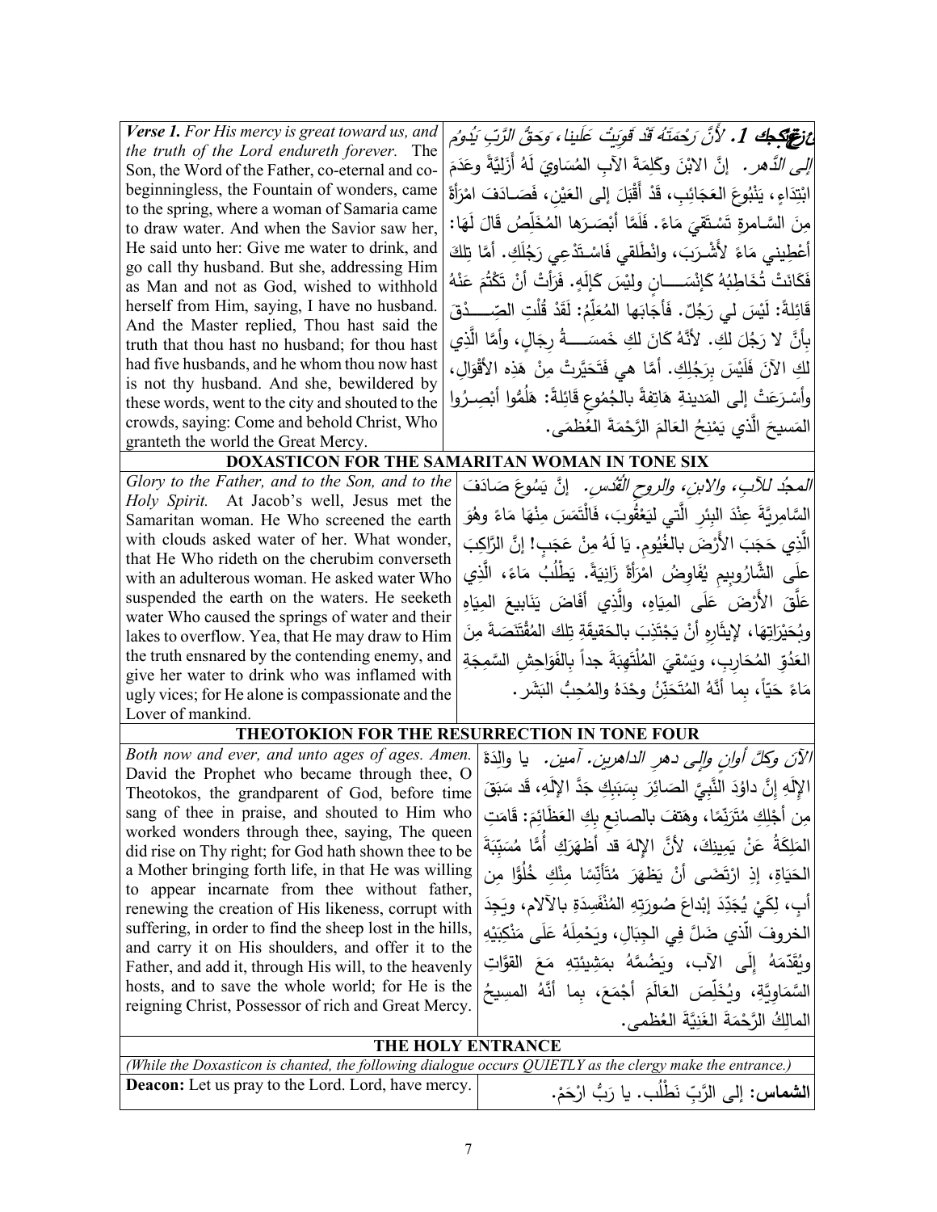| | |
|---|---|
| ***Verse 1.*** *For His mercy is great toward us, and the truth of the Lord endureth forever.* The Son, the Word of the Father, co-eternal and co-beginningless, the Fountain of wonders, came to the spring, where a woman of Samaria came to draw water. And when the Savior saw her, He said unto her: Give me water to drink, and go call thy husband. But she, addressing Him as Man and not as God, wished to withhold herself from Him, saying, I have no husband. And the Master replied, Thou hast said the truth that thou hast no husband; for thou hast had five husbands, and he whom thou now hast is not thy husband. And she, bewildered by these words, went to the city and shouted to the crowds, saying: Come and behold Christ, Who granteth the world the Great Mercy. | ***عزيجك 1.*** *لأَنَّ رَحْمَتَهُ قَدْ قَوِيَتْ عَلَينا، وَحَقُّ الرَّبِّ يَدُومُ إلى الدَّهر.* إنَّ الابْنَ وكَلِمَةَ الآبِ المُسَاوِيَ لَهُ أَزَلِيَّةً وعَدَمَ ابْتِداءٍ، يَنْبُوعَ العَجَائِبِ، قَدْ أَقْبَلَ إلى العَيْنِ، فَصَادَفَ امْرَأَةً مِنَ السَّامرةِ تَسْتَقِيَ مَاءً. فَلَمَّا أَبْصَرَها المُخَلِّصُ قَالَ لَهَا: أَعْطِيني مَاءً لأَشْرَبَ، وانْطَلقي فَاسْتَدْعِي رَجُلَكِ. أمَّا تِلكَ فَكانَتْ تُخَاطِبُهُ كإنْسَانٍ وليْسَ كإلَهٍ. فَرَأَتْ أَنْ تَكْتُمَ عَنْهُ قَائِلةً: لَيْسَ لي رَجُلٌ. فَأَجَابَها المُعَلِّمُ: لَقَدْ قُلْتِ الصِّدْقَ بِأَنَّ لا رَجُلَ لكِ. لأَنَّهُ كانَ لكِ خَمسَةُ رِجَالٍ، وأمَّا الَّذِي لكِ الآنَ فَلَيْسَ بِرَجُلِكِ. أمَّا هي فَتَحَيَّرتْ مِنْ هَذِه الأقْوَالِ، وأسْرَعَتْ إلى المَدينةِ هَاتِفةً بالجُمُوعِ قَائِلةً: هَلُمُّوا أبْصِرُوا المَسيحَ الَّذي يَمْنِحُ العَالَمَ الرَّحْمَةَ العُظْمَى. |

**DOXASTICON FOR THE SAMARITAN WOMAN IN TONE SIX**

| | |
|---|---|
| *Glory to the Father, and to the Son, and to the Holy Spirit.* At Jacob's well, Jesus met the Samaritan woman. He Who screened the earth with clouds asked water of her. What wonder, that He Who rideth on the cherubim converseth with an adulterous woman. He asked water Who suspended the earth on the waters. He seeketh water Who caused the springs of water and their lakes to overflow. Yea, that He may draw to Him the truth ensnared by the contending enemy, and give her water to drink who was inflamed with ugly vices; for He alone is compassionate and the Lover of mankind. | *المجدُ للآبِ، والابنِ، والروحِ القُدُس.* إنَّ يَسُوعَ صَادَفَ السَّامِريَّةَ عِنْدَ البِئرِ الَّتي لِيَعْقُوبَ، فَالْتَمَسَ مِنْهَا مَاءً وهُوَ الَّذِي حَجَبَ الأَرْضَ بالغُيُوم. يَا لَهُ مِنْ عَجَبٍ! إنَّ الرَّاكِبَ عَلَى الشَّارُوبِيمِ يُفَاوِضُ امْرَأَةً زَانِيَةً. يَطْلُبُ مَاءً، الَّذِي عَلَّقَ الأَرْضَ عَلَى المِيَاهِ، والَّذِي أَفَاضَ يَنَابِيعَ المِيَاهِ وبُحَيْرَاتِهَا، لإيثَارِهِ أنْ يَجْتَذِبَ بالحَقيقَةِ تِلكَ المُقْتَنَصَةَ مِنَ العَدُوِّ المُحَارِبِ، ويَسْقِيَ المُلْتَهِبَةَ جداً بِالفَوَاحِشِ السَّمِجَةِ مَاءً حَيّاً، بِما أَنَّهُ المُتَحَنِّنُ وحْدَهُ والمُحِبُّ البَشَر. |

**THEOTOKION FOR THE RESURRECTION IN TONE FOUR**

| | |
|---|---|
| *Both now and ever, and unto ages of ages. Amen.* David the Prophet who became through thee, O Theotokos, the grandparent of God, before time sang of thee in praise, and shouted to Him who worked wonders through thee, saying, The queen did rise on Thy right; for God hath shown thee to be a Mother bringing forth life, in that He was willing to appear incarnate from thee without father, renewing the creation of His likeness, corrupt with suffering, in order to find the sheep lost in the hills, and carry it on His shoulders, and offer it to the Father, and add it, through His will, to the heavenly hosts, and to save the whole world; for He is the reigning Christ, Possessor of rich and Great Mercy. | *الآنَ وكلَّ أوانٍ وإلى دهرِ الداهرين. آمين.* يا والدَةَ الإلَهِ إنَّ داوُدَ النَّبِيَّ الصَائِرَ بِسَبَبِكِ جَدَّ الإلَهِ، قَد سَبَقَ مِن أجْلِكِ مُتَرَنِّمًا، وهَتفَ بالصانِعِ بِكِ العَظَائِمَ: قَامَتِ المَلِكَةُ عَنْ يَمِينِكَ، لأَنَّ الإلهَ قد أظهَرَكِ أُمًّا مُسَبِّبَةَ الحَيَاةِ، إذِ ارْتَضَى أنْ يَظهَرَ مُتَأنِّسًا مِنْكِ خُلُوًّا من أبٍ، لِكَيْ يُجَدِّدَ إبْداعَ صُورَتِهِ المُنْفَسِدَةِ بالآلام، ويَجِدَ الخروفَ الّذي ضَلَّ فِي الجِبَالِ، ويَحْمِلَهُ عَلَى مَنْكِبَيْهِ ويُقَدِّمَهُ إلَى الآب، ويَضُمَّهُ بمَشِيئتِهِ مَعَ القوَّاتِ السَّمَاوِيَّةِ، ويُخَلِّصَ العَالَمَ أجْمَعَ، بِما أنَّهُ المسيحُ المالِكُ الرَّحمَةَ الغَنِيَّةَ العُظمى. |

**THE HOLY ENTRANCE**

*(While the Doxasticon is chanted, the following dialogue occurs QUIETLY as the clergy make the entrance.)*

| | |
|---|---|
| **Deacon:** Let us pray to the Lord. Lord, have mercy. | **الشماس:** إلى الرَّبِّ نَطْلُب. يا رَبُّ ارْحَمْ. |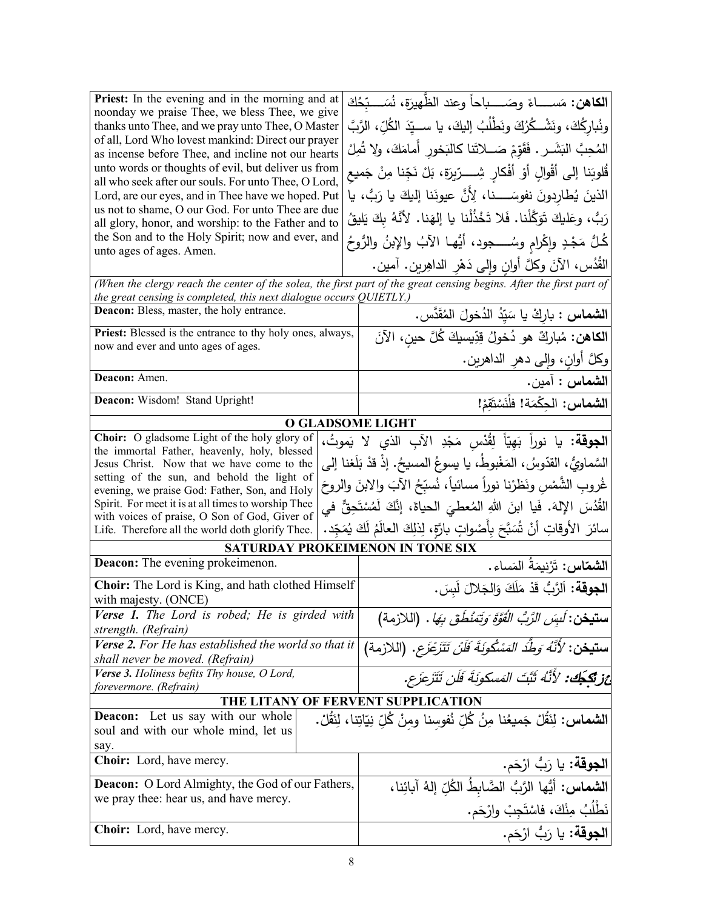| English | Arabic |
|---|---|
| **Priest:** In the evening and in the morning and at noonday we praise Thee, we bless Thee, we give thanks unto Thee, and we pray unto Thee, O Master of all, Lord Who lovest mankind: Direct our prayer as incense before Thee, and incline not our hearts unto words or thoughts of evil, but deliver us from all who seek after our souls. For unto Thee, O Lord, Lord, are our eyes, and in Thee have we hoped. Put us not to shame, O our God. For unto Thee are due all glory, honor, and worship: to the Father and to the Son and to the Holy Spirit; now and ever, and unto ages of ages. Amen. | **الكاهن:** مَســـاءً وصَـــباحاً وعند الظَّهيرَة، نُسَـــبِّحُكَ ونُباركُكَ، ونَشْـكُرُكَ ونَطْلُبُ إليكَ، يا ســيِّدَ الكُلِّ، الرَّبَّ المُحِبَّ البَشَـر. فَقَوِّمْ صَـلاتَنا كالبَخورِ أَمامَكَ، ولا تُمِلْ قُلوبَنا إلى أقْوالٍ أوْ أفْكارٍ شِـــرِّيرَة، بَلْ نَجِّنا مِنْ جَميعِ الذينَ يُطارِدونَ نفوسَـــنا، لأنَّ عيونَنا إليكَ يا رَبُّ، يا رَبُّ، وعَليكَ تَوَكَّلْنا. فَلا تَخْذُلْنا يا إلهَنا. لأنَّهُ بِكَ يَليقُ كُلُّ مَجْدٍ وإكْرامٍ وسُـــجود، أيُّها الآبُ والإبنُ والرُّوحُ القُدُس، الآنَ وكلَّ أوانٍ وإلى دَهْرِ الداهِرين. آمين. |

*(When the clergy reach the center of the solea, the first part of the great censing begins. After the first part of the great censing is completed, this next dialogue occurs QUIETLY.)*

| English | Arabic |
|---|---|
| **Deacon:** Bless, master, the holy entrance. | **الشماس :** بارِكْ يا سَيِّدُ الدُخولَ المُقَدَّس. |
| **Priest:** Blessed is the entrance to thy holy ones, always, now and ever and unto ages of ages. | **الكاهن:** مُباركٌ هو دُخولُ قِدِّيسيكَ كُلَّ حينٍ، الآنَ وكلَّ أوانٍ، وإلى دهرِ الداهرين. |
| **Deacon:** Amen. | **الشماس :** آمين. |
| **Deacon:** Wisdom! Stand Upright! | **الشماس:** الحِكْمَة! فلْنَسْتَقِمْ! |

## O GLADSOME LIGHT

| English | Arabic |
|---|---|
| **Choir:** O gladsome Light of the holy glory of the immortal Father, heavenly, holy, blessed Jesus Christ. Now that we have come to the setting of the sun, and behold the light of evening, we praise God: Father, Son, and Holy Spirit. For meet it is at all times to worship Thee with voices of praise, O Son of God, Giver of Life. Therefore all the world doth glorify Thee. | **الجوقة:** يا نوراً بَهِيّاً لِقُدْسِ مَجْدِ الآبِ الذي لا يَموتُ، السَّماويُّ، القدّوسُ، المَغْبوطُ، يا يسوعُ المسيحُ. إذْ قدْ بَلَغنا إلى غُروبِ الشَّمْسِ ونَظَرْنا نوراً مسائياً، نُسبِّحُ الآبَ والابنَ والروحَ القُدُسَ الإلهَ. فَيا ابنَ اللهِ المُعطيَ الحياة، إنَّكَ لَمُسْتَحِقٌّ في سائرِ الأوقاتِ أنْ تُسَبَّحَ بِأَصْواتٍ بارَّةٍ، لِذلِكَ العالَمُ لَكَ يُمَجِّد. |

## SATURDAY PROKEIMENON IN TONE SIX

| English | Arabic |
|---|---|
| **Deacon:** The evening prokeimenon. | **الشمّاس:** تَرْنيمَةُ المَساء. |
| **Choir:** The Lord is King, and hath clothed Himself with majesty. (ONCE) | **الجوقة:** اَلرَّبُّ قَدْ مَلَكَ وَالجَلالَ لَبِسَ. |
| ***Verse 1.*** *The Lord is robed; He is girded with strength. (Refrain)* | **ستيخن:** *لَبِسَ الرَّبُّ القُوَّةَ وَتَمَنْطَقَ بِهَا.* (اللازمة) |
| ***Verse 2.*** *For He has established the world so that it shall never be moved. (Refrain)* | **ستيخن:** *لأَنَّهُ وَطَّدَ المَسْكونَةَ فَلَنْ تَتَزَعْزَع.* (اللازمة) |
| ***Verse 3.*** *Holiness befits Thy house, O Lord, forevermore. (Refrain)* | ***عزيكجك:*** *لأَنَّهُ ثَبَّتَ المَسكونَةَ فَلَن تَتَزعزَع.* |

## THE LITANY OF FERVENT SUPPLICATION

| English | Arabic |
|---|---|
| **Deacon:** Let us say with our whole soul and with our whole mind, let us say. | **الشماس:** لِنَقُلْ جَميعُنا مِنُ كُلِّ نُفوسِنا ومِنْ كُلِّ نِيّاتِنا، لِنَقُلْ. |
| **Choir:** Lord, have mercy. | **الجوقة:** يا رَبُّ ارْحَم. |
| **Deacon:** O Lord Almighty, the God of our Fathers, we pray thee: hear us, and have mercy. | **الشماس:** أَيُّها الرَّبُّ الضَّابطُ الكُلِّ إلهُ آبائِنا، نَطْلُبُ مِنْكَ، فاسْتَجِبْ وارْحَم. |
| **Choir:** Lord, have mercy. | **الجوقة:** يا رَبُّ ارْحَم. |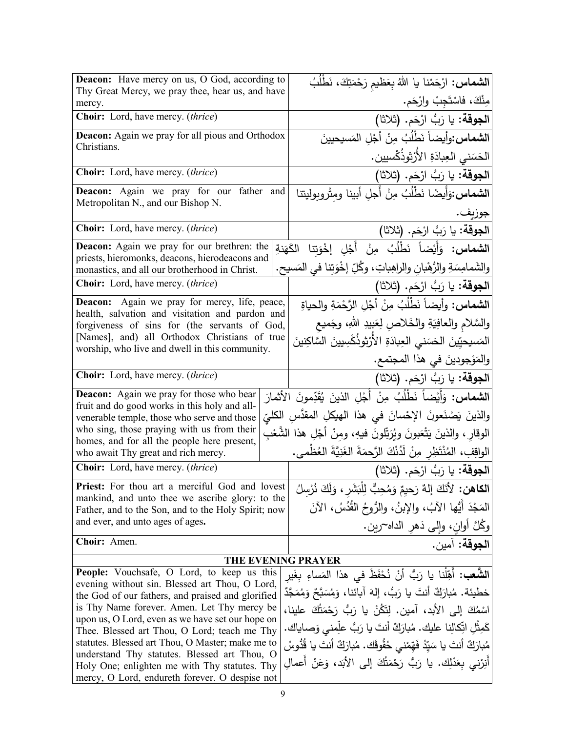| English | Arabic |
|---|---|
| **Deacon:** Have mercy on us, O God, according to Thy Great Mercy, we pray thee, hear us, and have mercy. | **الشماس:** ارْحَمْنا يا اللهُ بِعَظيمِ رَحْمَتِكَ، نَطْلُبُ مِنْكَ، فاسْتَجِبْ وارْحَم. |
| **Choir:** Lord, have mercy. (*thrice*) | **الجوقة:** يا رَبُّ ارْحَم. (ثلاثا) |
| **Deacon:** Again we pray for all pious and Orthodox Christians. | **الشماس:**وأيضاً نَطْلُبُ مِنْ أجْلِ المَسيحيينَ الحَسَني العِبادَةِ الأُرْثوذُكْسيين. |
| **Choir:** Lord, have mercy. (*thrice*) | **الجوقة:** يا رَبُّ ارْحَم. (ثلاثا) |
| **Deacon:** Again we pray for our father and Metropolitan N., and our Bishop N. | **الشماس:**وَأَيضًا نَطْلُبُ مِنْ أَجلِ أبينا ومِتْروبوليتنا جوزيف. |
| **Choir:** Lord, have mercy. (*thrice*) | **الجوقة:** يا رَبُّ ارْحَم. (ثلاثا) |
| **Deacon:** Again we pray for our brethren: the priests, hieromonks, deacons, hierodeacons and monastics, and all our brotherhood in Christ. | **الشماس:** وَأَيْضاً نَطْلُبُ مِنْ أَجْلِ إخْوَتِنا الكَهَنةِ والشَمامِسَةِ والرُّهْبانِ والراهِباتِ، وكُلِّ إخْوَتِنا في المَسيح. |
| **Choir:** Lord, have mercy. (*thrice*) | **الجوقة:** يا رَبُّ ارْحَم. (ثلاثا) |
| **Deacon:** Again we pray for mercy, life, peace, health, salvation and visitation and pardon and forgiveness of sins for (the servants of God, [Names], and) all Orthodox Christians of true worship, who live and dwell in this community. | **الشماس:** وأيضاً نَطْلُبُ مِنْ أجْلِ الرَّحْمَةِ والحياةِ والسَّلامِ والعافِيَةِ والخَلاصِ لِعَبيدِ اللهِ، وجَميعِ المَسيحيّينَ الحَسَني العِبادَةِ الأُرْثوذُكْسِيينَ السَّاكِنينَ والمَوْجودينَ في هذا المجتمع. |
| **Choir:** Lord, have mercy. (*thrice*) | **الجوقة:** يا رَبُّ ارْحَم. (ثلاثا) |
| **Deacon:** Again we pray for those who bear fruit and do good works in this holy and all-venerable temple, those who serve and those who sing, those praying with us from their homes, and for all the people here present, who await Thy great and rich mercy. | **الشماس:** وَأَيْضاً نَطْلُبُ مِنْ أَجْلِ الذينَ يُقَدِّمونَ الأثمارَ والذينَ يَصْنَعونَ الإحْسانَ في هذا الهيكلِ المقدَّسِ الكليّ الوقارِ، والذينَ يَتْعَبونَ ويُرَتّلونَ فيهِ، ومِنْ أَجْلِ هذا الشَّعْبِ الواقِفِ، المُنْتَظِرِ مِنْ لَدُنْكَ الرَّحمَةَ الغَنِيَّةَ العُظْمى. |
| **Choir:** Lord, have mercy. (*thrice*) | **الجوقة:** يا رَبُّ ارْحَم. (ثلاثا) |
| **Priest:** For thou art a merciful God and lovest mankind, and unto thee we ascribe glory: to the Father, and to the Son, and to the Holy Spirit; now and ever, and unto ages of ages. | **الكاهن:** لأنَكَ إلهٌ رَحيمٌ وَمُحِبٌّ لِلْبَشَرِ، وَلَكَ نُرْسِلُ المَجْدَ أَيُّها الآبُ، والإبنُ، والرُّوحُ القُدُسُ، الآنَ وكُلَّ أوانٍ، وإلى دَهرِ الداه~رين. |
| **Choir:** Amen. | **الجوقة:** آمين. |

## THE EVENING PRAYER

| English | Arabic |
|---|---|
| **People:** Vouchsafe, O Lord, to keep us this evening without sin. Blessed art Thou, O Lord, the God of our fathers, and praised and glorified is Thy Name forever. Amen. Let Thy mercy be upon us, O Lord, even as we have set our hope on Thee. Blessed art Thou, O Lord; teach me Thy statutes. Blessed art Thou, O Master; make me to understand Thy statutes. Blessed art Thou, O Holy One; enlighten me with Thy statutes. Thy mercy, O Lord, endureth forever. O despise not | **الشَّعب:** أَهِّلْنا يا رَبُّ أنْ نُحْفَظَ في هذا المَساءِ بِغَيرِ خطيئة. مُبارَكٌ أنتَ يا رَبُّ، إلهَ آبائنا، وَمُسَبَّحٌ وَمُمَجَّدٌ اسْمُكَ إلى الأبد، آمين. لِتَكُنْ يا رَبُّ رَحْمَتُكَ علينا، كَمِثْلِ اتِّكالِنا عليك. مُبارَكٌ أنتَ يا رَبُّ علِّمني وَصاياك. مُبارَكٌ أنتَ يا سَيّدُ فَهِّمْني حُقُوقَك. مُبارَكٌ أنتَ يا قُدُّوسُ أَنِرْني بِعَدْلِك. يا رَبُّ رَحْمَتُكَ إلى الأبَد، وَعَنْ أعمالِ |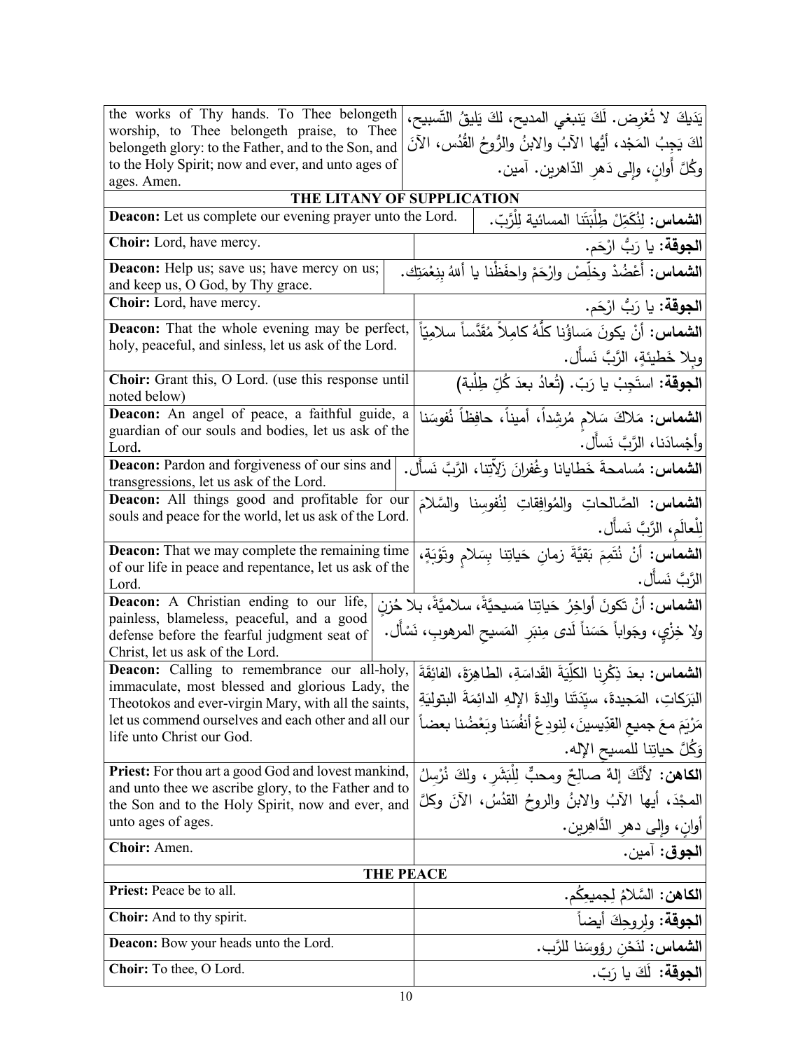| | |
|---|---|
| the works of Thy hands. To Thee belongeth worship, to Thee belongeth praise, to Thee belongeth glory: to the Father, and to the Son, and to the Holy Spirit; now and ever, and unto ages of ages. Amen. | يَدَيكَ لا تُعْرِض. لَكَ يَنبغي المديح، لكَ يَليقُ التّسبيح، لكَ يَجِبُ المَجْد، أيُّها الآبُ والابنُ والرُّوحُ القُدُس، الآنَ وكُلَّ أَوانٍ، وإلى دَهرِ الدّاهرين. آمين. |
| **THE LITANY OF SUPPLICATION** | |
| **Deacon:** Let us complete our evening prayer unto the Lord. | **الشماس:** لِنُكَمِّلْ طِلْبَتَنا المسائية لِلْرَّبّ. |
| **Choir:** Lord, have mercy. | **الجوقة:** يا رَبُّ ارْحَم. |
| **Deacon:** Help us; save us; have mercy on us; and keep us, O God, by Thy grace. | **الشماس:** أَعْضُدْ وخَلِّصْ وارْحَمْ واحفَظْنا يا أللهُ بِنِعْمَتِك. |
| **Choir:** Lord, have mercy. | **الجوقة:** يا رَبُّ ارحَم. |
| **Deacon:** That the whole evening may be perfect, holy, peaceful, and sinless, let us ask of the Lord. | **الشماس:** أَنْ يكونَ مَساؤُنا كلُّهُ كامِلاً مُقَدَّساً سلامِيّاً وبِلا خَطيئةٍ، الرَّبَّ نَسأل. |
| **Choir:** Grant this, O Lord. (use this response until noted below) | **الجوقة:** استَجِبْ يا رَبّ. (تُعادُ بعدَ كُلِّ طِلْبة) |
| **Deacon:** An angel of peace, a faithful guide, a guardian of our souls and bodies, let us ask of the Lord. | **الشماس:** مَلاكَ سَلامٍ مُرشِداً، أميناً، حافِظاً نُفوسَنا وأَجْسادَنا، الرَّبَّ نَسأل. |
| **Deacon:** Pardon and forgiveness of our sins and transgressions, let us ask of the Lord. | **الشماس:** مُسامحةَ خَطايانا وغُفرانَ زَلّاتِنا، الرَّبَّ نَسأل. |
| **Deacon:** All things good and profitable for our souls and peace for the world, let us ask of the Lord. | **الشماس:** الصَّالحاتِ والمُوافِقاتِ لِنُفوسِنا والسَّلامَ لِلْعالَمِ، الرَّبَّ نَسأل. |
| **Deacon:** That we may complete the remaining time of our life in peace and repentance, let us ask of the Lord. | **الشماس:** أَنْ نُتَمِمَ بَقيَّةَ زمانِ حَياتِنا بِسَلامٍ وتَوْبَةٍ، الرَّبَّ نَسأل. |
| **Deacon:** A Christian ending to our life, painless, blameless, peaceful, and a good defense before the fearful judgment seat of Christ, let us ask of the Lord. | **الشماس:** أَنْ تَكونَ أَواخِرُ حَياتِنا مَسيحيَّةً، سلامِيَّةً، بلا حُزنٍ ولا خِزْيٍ، وجَواباً حَسَناً لَدى مِنبَرِ المَسيحِ المرهوبِ، نَسأل. |
| **Deacon:** Calling to remembrance our all-holy, immaculate, most blessed and glorious Lady, the Theotokos and ever-virgin Mary, with all the saints, let us commend ourselves and each other and all our life unto Christ our God. | **الشماس:** بعدَ ذِكْرِنا الكلِّيَةَ القَداسَةِ، الطاهِرَةَ، الفائِقَةَ البَرَكاتِ، المَجيدةَ، سيِّدَتَنا والِدَةَ الإلهِ الدائِمَةَ البتولِيَّةِ مَرْيَمَ معَ جميعِ القدّيسينَ، لِنودِعْ أنفُسَنا وبَعْضُنا بعضاً وَكُلَّ حياتِنا للمسيحِ الإله. |
| **Priest:** For thou art a good God and lovest mankind, and unto thee we ascribe glory, to the Father and to the Son and to the Holy Spirit, now and ever, and unto ages of ages. | **الكاهن:** لأنَّكَ إلهٌ صالِحٌ ومحبٌّ لِلْبَشَرِ، ولكَ نُرْسِلُ المجْدَ، أيها الآبُ والابنُ والروحُ القدُسُ، الآنَ وكلَّ أوانٍ، وإلى دهرِ الدَّاهِرين. |
| **Choir:** Amen. | **الجوق:** آمين. |
| **THE PEACE** | |
| **Priest:** Peace be to all. | **الكاهن:** السَّلامُ لِجميعِكُم. |
| **Choir:** And to thy spirit. | **الجوقة:** ولِروحِكَ أيضاً |
| **Deacon:** Bow your heads unto the Lord. | **الشماس:** لِنَحْنِ رؤوسَنا للرَّب. |
| **Choir:** To thee, O Lord. | **الجوقة:** لَكَ يا رَبّ. |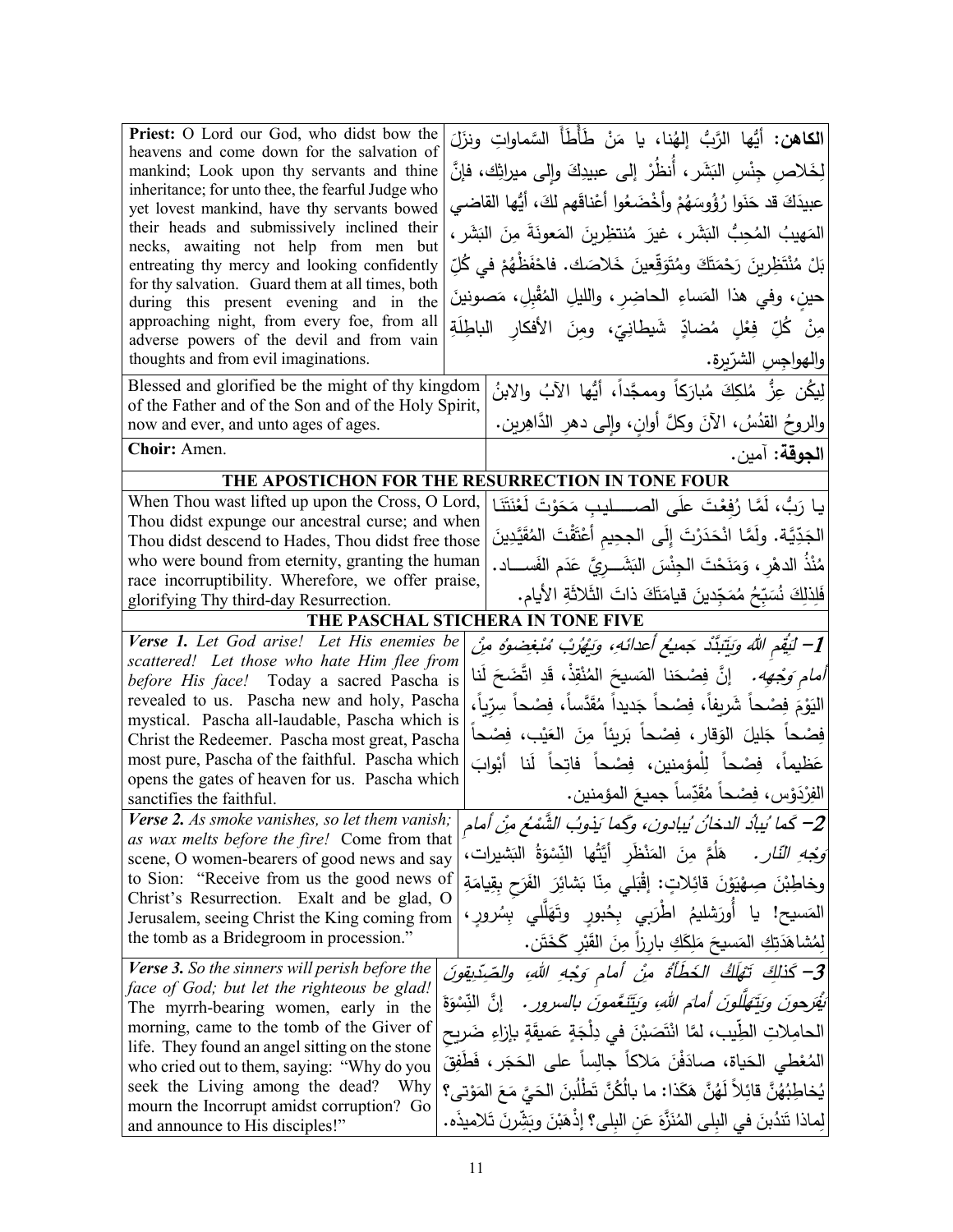| | |
|---|---|
| **Priest:** O Lord our God, who didst bow the heavens and come down for the salvation of mankind; Look upon thy servants and thine inheritance; for unto thee, the fearful Judge who yet lovest mankind, have thy servants bowed their heads and submissively inclined their necks, awaiting not help from men but entreating thy mercy and looking confidently for thy salvation. Guard them at all times, both during this present evening and in the approaching night, from every foe, from all adverse powers of the devil and from vain thoughts and from evil imaginations. | **الكاهن:** أيُّها الرَّبُّ إلهُنا، يا مَنْ طَأْطَأَ السَّماواتِ ونزَلَ لِخَلاصِ جِنْسِ البَشَر، أُنظُرْ إلى عبيدِكَ وإلى ميراثِك، فإنَّ عبيدَكَ قد حَنَوا رُؤُوسَهُمْ وأخْضَعُوا أعْناقَهم لكَ، أيُّها القاضي المَهيبُ المُحِبُّ البَشَر، غيرَ مُنتظِرينَ المَعونَةَ مِنَ البَشَر، بَلْ مُنْتَظِرينَ رَحْمَتَكَ ومُتَوَقِّعينَ خَلاصَك. فاحْفَظْهُمْ في كُلِّ حينٍ، وفي هذا المَساءِ الحاضِرِ، والليلِ المُقْبِلِ، مَصونينَ مِنْ كُلِّ فِعْلٍ مُضادٍّ شَيطانِيّ، ومِنَ الأفكارِ الباطِلَةِ والهواجِسِ الشرّيرة. |
| Blessed and glorified be the might of thy kingdom of the Father and of the Son and of the Holy Spirit, now and ever, and unto ages of ages. | لِيكُن عِزُّ مُلكِكَ مُبارَكاً وممجَّداً، أيُّها الآبُ والابنُ والروحُ القدُسُ، الآنَ وكلَّ أوانٍ، وإلى دهرِ الدَّاهِرين. |
| **Choir:** Amen. | **الجوقة:** آمين. |
| **THE APOSTICHON FOR THE RESURRECTION IN TONE FOUR** | |
| When Thou wast lifted upon the Cross, O Lord, Thou didst expunge our ancestral curse; and when Thou didst descend to Hades, Thou didst free those who were bound from eternity, granting the human race incorruptibility. Wherefore, we offer praise, glorifying Thy third-day Resurrection. | يا رَبُّ، لَمّا رُفِعْتَ علَى الصـــــليبِ مَحَوْتَ لَعْنَتَنا الجَدِّيَّة. ولَمّا انْحَدَرْتَ إلَى الجحيمِ أعْتَقْتَ المُقَيَّدِينَ مُنْذُ الدهرِ، وَمَنَحْتَ الجِنْسَ البَشَـــرِيَّ عَدَم الفَســـاد. فَلِذلِكَ نُسَبِّحُ مُمَجِّدينَ قيامَتَكَ ذاتَ الثَّلاثَةِ الأيام. |
| **THE PASCHAL STICHERA IN TONE FIVE** | |
| ***Verse 1.*** *Let God arise! Let His enemies be scattered! Let those who hate Him flee from before His face!* Today a sacred Pascha is revealed to us. Pascha new and holy, Pascha mystical. Pascha all-laudable, Pascha which is Christ the Redeemer. Pascha most great, Pascha most pure, Pascha of the faithful. Pascha which opens the gates of heaven for us. Pascha which sanctifies the faithful. | ***1-*** *لِيَقُم اللهُ وَيَتَبَدَّدْ جَميعُ أعدائهِ، وَيَهْرُبْ مُبْغِضوهُ مِنْ أمامِ وَجْهِه.* إنَّ فِصْحَنا المَسيحَ المُنْقِذْ، قَدِ اتَّضَحَ لَنا اليَوْمَ فِصْحاً شَريفاً، فِصْحاً جَديداً مُقَدَّساً، فِصْحاً سِرّياً، فِصْحاً جَليلَ الوَقارِ، فِصْحاً بَريئاً مِنَ العَيْب، فِصْحاً عَظيماً، فِصْحاً لِلْمؤمنين، فِصْحاً فاتِحاً لَنا أبْوابَ الفِرْدَوْس، فِصْحاً مُقَدِّساً جميعَ المؤمنين. |
| ***Verse 2.*** *As smoke vanishes, so let them vanish; as wax melts before the fire!* Come from that scene, O women-bearers of good news and say to Sion: "Receive from us the good news of Christ's Resurrection. Exalt and be glad, O Jerusalem, seeing Christ the King coming from the tomb as a Bridegroom in procession." | ***2-*** *كَما يُبادُ الدخانُ يُبادون، وكَما يَذوبُ الشَّمْعُ مِنْ أمامِ وَجْهِ النّار.* هَلُمَّ مِنَ المَنْظَرِ أيَّتُها النِّسْوَةُ البَشيرات، وخاطِبْنَ صِهْيَوْنَ قائِلاتٍ: إقْبَلي مِنّا بَشائِرَ الفَرَحِ بِقِيامَةِ المَسيح! يا أُورَشليمُ اطْرَبي بِحُبورٍ وتَهَلَّلي بِسُرورٍ، لِمُشاهَدَتِكِ المَسيحَ مَلِكَكِ بارِزاً مِنَ القَبْرِ كَخَتَن. |
| ***Verse 3.*** *So the sinners will perish before the face of God; but let the righteous be glad!* The myrrh-bearing women, early in the morning, came to the tomb of the Giver of life. They found an angel sitting on the stone who cried out to them, saying: "Why do you seek the Living among the dead? Why mourn the Incorrupt amidst corruption? Go and announce to His disciples!" | ***3-*** *كَذلِكَ تَهْلَكُ الخَطَأَةُ مِنْ أمامِ وَجْهِ اللهِ، والصِّدّيقونَ يَفْرَحونَ وَيَتَهَلَّلونَ أمامَ اللهِ، وَيَتَنَعَّمونَ بالسرور.* إنَّ النِّسْوَةَ الحامِلاتِ الطِّيب، لمَّا انْتَصَبْنَ في دِلْجَةٍ عَميقَةٍ بإزاءِ ضَريحِ المُعْطي الحَياة، صادَفْنَ مَلاكاً جالِساً على الحَجَر، فَطَفِقَ يُخاطِبُهُنَّ قائِلاً لَهُنَّ هَكَذا: ما بالُكُنَّ تَطْلُبنَ الحَيَّ مَعَ المَوْتى؟ لِماذا تَنْدُبنَ في البِلى المُنَزَّهَ عَنِ البِلى؟ إذْهَبْنَ وبَشِّرنَ تَلاميذَه. |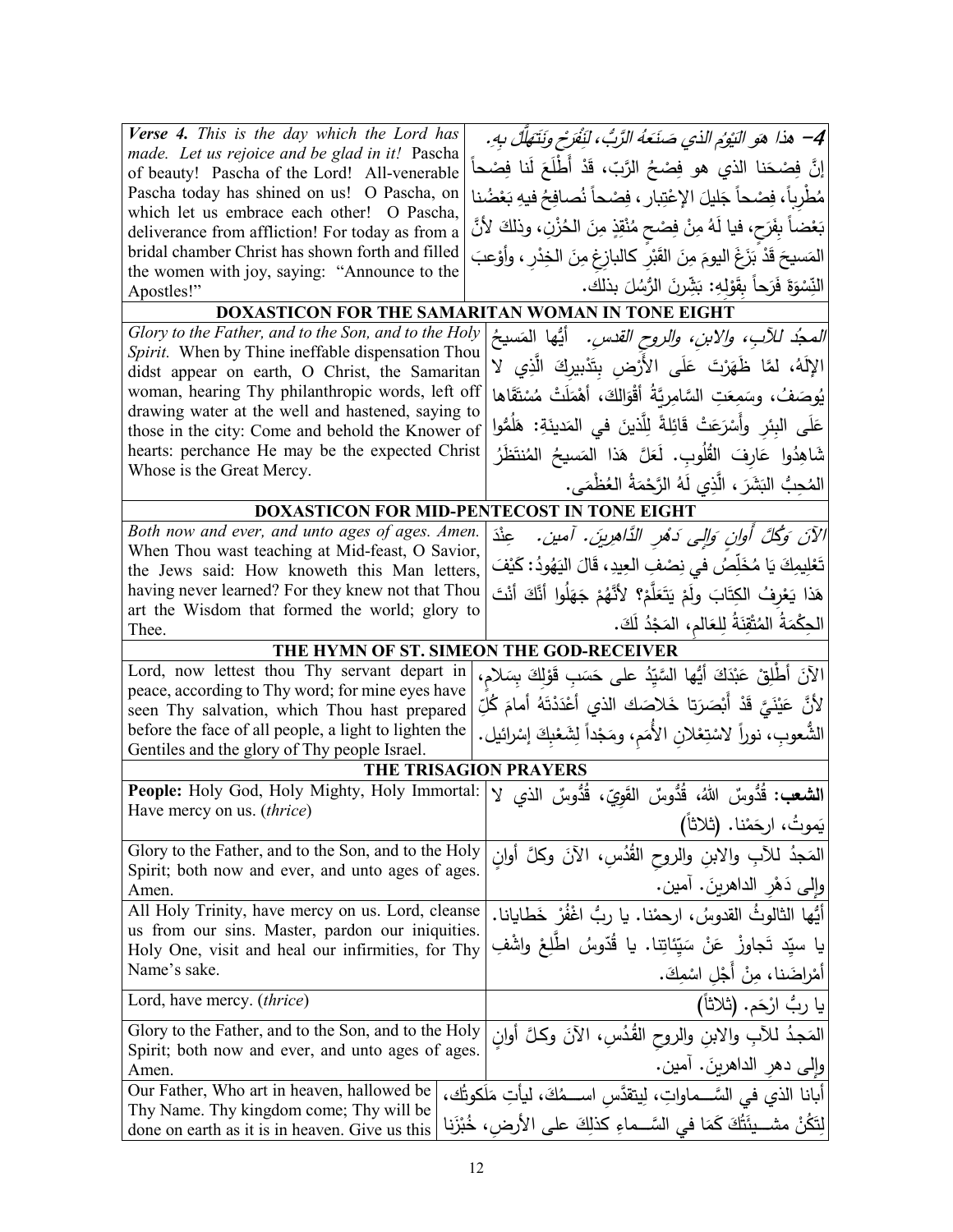| English | Arabic |
|---|---|
| ***Verse 4.*** *This is the day which the Lord has made. Let us rejoice and be glad in it!* Pascha of beauty! Pascha of the Lord! All-venerable Pascha today has shined on us! O Pascha, on which let us embrace each other! O Pascha, deliverance from affliction! For today as from a bridal chamber Christ has shown forth and filled the women with joy, saying: "Announce to the Apostles!" | *4– هذا هو اليَوْمُ الذي صَنَعَهُ الرَّبُّ، لنَفْرَحْ ونَتَهَلَّلْ بِهِ.* إنَّ فِصْحَنا الذي هو فِصْحُ الرَّبِّ، قَدْ أَطْلَعَ لَنا فِصْحاً مُطْرِباً، فِصْحاً جَليلَ الإعْتِبار، فِصْحاً نُصافِحُ فيهِ بَعْضُنا بَعْضاً بِفَرَحٍ، فيا لَهُ مِنْ فِصْحٍ مُنْقِذٍ مِنَ الحُزْنِ، وذلكَ لأنَّ المَسيحَ قَدْ بَزَغَ اليومَ مِنَ القَبْرِ كالبازِغِ مِنَ الخِدْرِ، وأوْعَبَ النِّسْوَةَ فَرَحاً بِقَوْلِهِ: بَشِّرنَ الرُّسُلَ بذلك. |

### DOXASTICON FOR THE SAMARITAN WOMAN IN TONE EIGHT

| English | Arabic |
|---|---|
| *Glory to the Father, and to the Son, and to the Holy Spirit.* When by Thine ineffable dispensation Thou didst appear on earth, O Christ, the Samaritan woman, hearing Thy philanthropic words, left off drawing water at the well and hastened, saying to those in the city: Come and behold the Knower of hearts: perchance He may be the expected Christ Whose is the Great Mercy. | *المجدُ للآبِ، والابنِ، والروحِ القدسِ.* أيُّها المَسيحُ الإلَهُ، لمَّا ظَهَرْتَ عَلَى الأَرْضِ بِتَدْبِيرِكَ الَّذِي لا يُوصَفُ، وسَمِعَتِ السَّامِرِيَّةُ أَقْوَالَكَ، أَهْمَلَتْ مُسْتَقَاهَا عَلَى البِئْرِ وأَسْرَعَتْ قَائِلَةً لِلَّذِينَ في المَدِينَةِ: هَلُمُّوا شَاهِدُوا عَارِفَ القُلُوبِ. لَعَلَّ هَذا المَسِيحُ المُنتَظَرُ المُحِبُّ البَشَرَ، الَّذِي لَهُ الرَّحْمَةُ العُظْمَى. |

### DOXASTICON FOR MID-PENTECOST IN TONE EIGHT

| English | Arabic |
|---|---|
| *Both now and ever, and unto ages of ages. Amen.* When Thou wast teaching at Mid-feast, O Savior, the Jews said: How knoweth this Man letters, having never learned? For they knew not that Thou art the Wisdom that formed the world; glory to Thee. | *الآنَ وكُلَّ أوانٍ وإلى دَهْرِ الدَّاهِرينَ. آمين.* عِنْدَ تَعْلِيمِكَ يَا مُخَلِّصُ في نِصْفِ العِيدِ، قَالَ اليَهُودُ: كَيْفَ هَذا يَعْرِفُ الكِتَابَ ولَمْ يَتَعَلَّمْ؟ لأَنَّهُمْ جَهَلُوا أَنَّكَ أَنْتَ الحِكْمَةُ المُتْقِنَةُ لِلعَالمِ، المَجْدُ لَكَ. |

### THE HYMN OF ST. SIMEON THE GOD-RECEIVER

| English | Arabic |
|---|---|
| Lord, now lettest thou Thy servant depart in peace, according to Thy word; for mine eyes have seen Thy salvation, which Thou hast prepared before the face of all people, a light to lighten the Gentiles and the glory of Thy people Israel. | الآنَ أَطْلِقْ عَبْدَكَ أيُّها السَّيِّدُ على حَسَبِ قَوْلِكَ بِسَلام، لأنَّ عَيْنَيَّ قَدْ أَبْصَرَتا خَلاصَك الذي أعْدَدْتَهُ أمامَ كُلِّ الشُّعوبِ، نوراً لاسْتِعْلانِ الأُمَمِ، ومَجْداً لِشَعْبِكَ إسْرائيل. |

### THE TRISAGION PRAYERS

| English | Arabic |
|---|---|
| **People:** Holy God, Holy Mighty, Holy Immortal: Have mercy on us. (*thrice*) | **الشعب:** قُدُّوسٌ اللهُ، قُدُّوسٌ القَوِيّ، قُدُّوسٌ الذي لا يَموتُ، ارحَمْنا. (ثلاثاً) |
| Glory to the Father, and to the Son, and to the Holy Spirit; both now and ever, and unto ages of ages. Amen. | المَجدُ للآبِ والابنِ والروحِ القُدُسِ، الآنَ وكلَّ أوانٍ وإلى دَهْرِ الداهرينَ. آمين. |
| All Holy Trinity, have mercy on us. Lord, cleanse us from our sins. Master, pardon our iniquities. Holy One, visit and heal our infirmities, for Thy Name's sake. | أيُّها الثالوثُ القدوسُ، ارحمْنا. يا ربُّ اغْفُرْ خَطايانا. يا سيّد تَجاوزْ عَنْ سَيِّئاتِنا. يا قُدّوسُ اطَّلِعْ واشْفِ أمْراضَنا، مِنْ أَجْلِ اسْمِكَ. |
| Lord, have mercy. (*thrice*) | يا ربُّ ارْحَم. (ثلاثاً) |
| Glory to the Father, and to the Son, and to the Holy Spirit; both now and ever, and unto ages of ages. Amen. | المَجدُ للآبِ والابنِ والروحِ القُدُسِ، الآنَ وكلَّ أوانٍ وإلى دهرِ الداهرينَ. آمين. |
| Our Father, Who art in heaven, hallowed be Thy Name. Thy kingdom come; Thy will be done on earth as it is in heaven. Give us this | أبانا الذي في السَّــماواتِ، لِيتقدَّسِ اســمُكَ، ليأتِ مَلَكوتُك، لِتَكُنْ مشــيئَتُكَ كَمَا في السَّــماءِ كذلِكَ على الأرضِ، خُبْزَنا |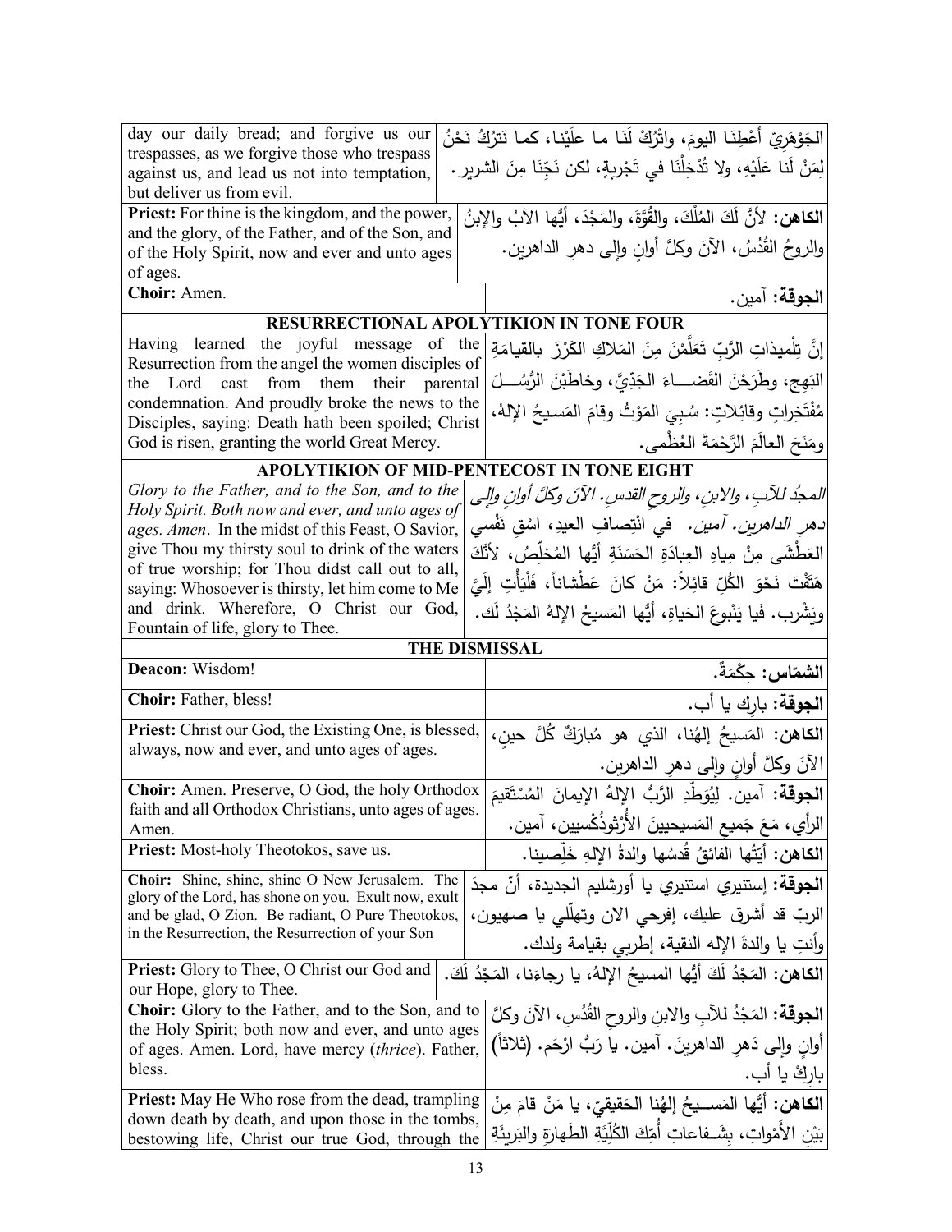| | |
|---|---|
| day our daily bread; and forgive us our trespasses, as we forgive those who trespass against us, and lead us not into temptation, but deliver us from evil. | الجَوْهَرِيّ أَعْطِنَا اليومَ، واتْرُكْ لَنَا ما علَيْنا، كما نَترُكُ نَحْنُ لِمَنْ لَنا عَلَيْهِ، ولا تُدْخِلْنَا في تَجْرِبةٍ، لكن نَجِّنَا مِنَ الشرير. |
| **Priest:** For thine is the kingdom, and the power, and the glory, of the Father, and of the Son, and of the Holy Spirit, now and ever and unto ages of ages. | **الكاهن:** لأنَّ لَكَ المُلْكَ، والقُوَّةَ، والمَجْدَ، أيُّها الآبُ والإبنُ والروحُ القُدُسُ، الآنَ وكلَّ أوانٍ وإلى دهرِ الداهرين. |
| **Choir:** Amen. | **الجوقة:** آمين. |
| **RESURRECTIONAL APOLYTIKION IN TONE FOUR** | |
| Having learned the joyful message of the Resurrection from the angel the women disciples of the Lord cast from them their parental condemnation. And proudly broke the news to the Disciples, saying: Death hath been spoiled; Christ God is risen, granting the world Great Mercy. | إنَّ تِلْميذاتِ الرَّبِّ تَعَلَّمْنَ مِنَ المَلاكِ الكَرْزَ بالقيامَةِ البَهِج، وطَرَحْنَ القَضـــاءَ الجَدِّيَّ، وخاطَبْنَ الرُّسُـــلَ مُفْتَخِراتٍ وقائِلاتٍ: سُبِيَ المَوْتُ وقامَ المَسيحُ الإلهُ، ومَنَحَ العالَمَ الرَّحْمَةَ العُظْمى. |
| **APOLYTIKION OF MID-PENTECOST IN TONE EIGHT** | |
| *Glory to the Father, and to the Son, and to the Holy Spirit. Both now and ever, and unto ages of ages. Amen*. In the midst of this Feast, O Savior, give Thou my thirsty soul to drink of the waters of true worship; for Thou didst call out to all, saying: Whosoever is thirsty, let him come to Me and drink. Wherefore, O Christ our God, Fountain of life, glory to Thee. | *المجدُ للآبِ، والابنِ، والروحِ القدسِ. الآنَ وكلَّ أوانٍ وإلى دهرِ الداهرين. آمين.* في انْتِصافِ العيدِ، اسْقِ نَفْسي العَطْشَى مِنْ مِياهِ العِبادَةِ الحَسَنَةِ أيُّها المُخلِّصُ، لأنَّكَ هَتَفْتَ نَحْوَ الكُلِّ قائِلاً: مَنْ كانَ عَطْشاناً، فَلْيَأْتِ إلَيَّ ويَشْرب. فَيا يَنْبوعَ الحَياةِ، أيُّها المَسيحُ الإلهُ المَجْدُ لَك. |
| **THE DISMISSAL** | |
| **Deacon:** Wisdom! | **الشمّاس:** حِكْمَةٌ. |
| **Choir:** Father, bless! | **الجوقة:** بارِك يا أب. |
| **Priest:** Christ our God, the Existing One, is blessed, always, now and ever, and unto ages of ages. | **الكاهن:** المَسيحُ إلهُنا، الذي هو مُبارَكٌ كُلَّ حينٍ، الآنَ وكلَّ أوانٍ وإلى دهرِ الداهرين. |
| **Choir:** Amen. Preserve, O God, the holy Orthodox faith and all Orthodox Christians, unto ages of ages. Amen. | **الجوقة:** آمين. لِيُوَطِّدِ الرَّبُّ الإلهُ الإيمانَ المُسْتَقيمَ الرأيِ، مَعَ جَميعِ المَسيحيينَ الأُرْثوذُكْسيين، آمين. |
| **Priest:** Most-holy Theotokos, save us. | **الكاهن:** أيَّتُها الفائقُ قُدسُها والدةُ الإلهِ خَلِّصينا. |
| **Choir:** Shine, shine, shine O New Jerusalem. The glory of the Lord, has shone on you. Exult now, exult and be glad, O Zion. Be radiant, O Pure Theotokos, in the Resurrection, the Resurrection of your Son | **الجوقة:** إستنيري استنيري يا أورشليم الجديدة، أنّ مجدَ الربّ قد أشرق عليك، إفرحي الان وتهلّلي يا صهيون، وأنتِ يا والدةَ الإله النقية، إطربي بقيامة ولدك. |
| **Priest:** Glory to Thee, O Christ our God and our Hope, glory to Thee. | **الكاهن:** المَجْدُ لَكَ أيُّها المسيحُ الإلهُ، يا رجاءَنا، المَجْدُ لَكَ. |
| **Choir:** Glory to the Father, and to the Son, and to the Holy Spirit; both now and ever, and unto ages of ages. Amen. Lord, have mercy (*thrice*). Father, bless. | **الجوقة:** المَجْدُ للآبِ والابنِ والروحِ القُدُسِ، الآنَ وكلَّ أوانٍ وإلى دَهرِ الداهرينَ. آمين. يا رَبُّ ارْحَم. (ثلاثاً) بارِكْ يا أب. |
| **Priest:** May He Who rose from the dead, trampling down death by death, and upon those in the tombs, bestowing life, Christ our true God, through the | **الكاهن:** أيُّها المَســيحُ إلهُنا الحَقيقيّ، يا مَنْ قامَ مِنْ بَيْنِ الأَمْواتِ، بِشَـفاعاتِ أُمِّكَ الكُلِّيَّةِ الطَهارَةِ والبَريئَةِ |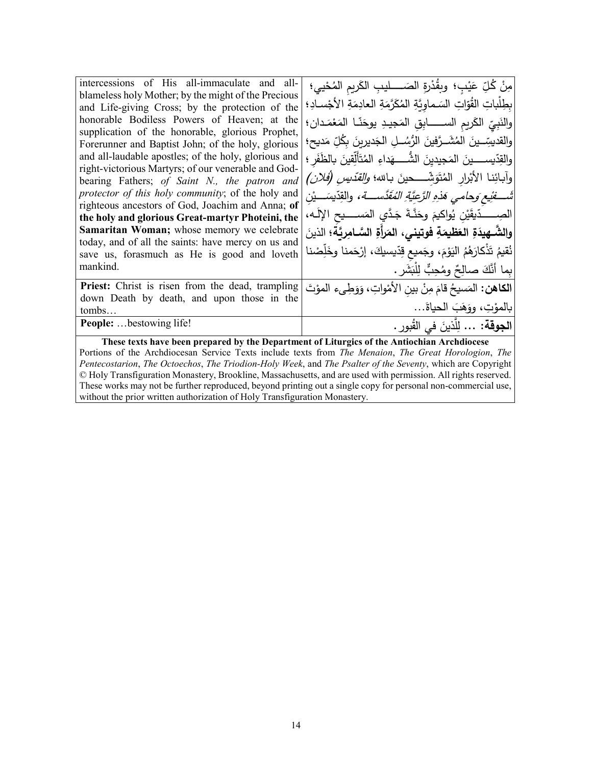| | |
|---|---|
| intercessions of His all-immaculate and all-blameless holy Mother; by the might of the Precious and Life-giving Cross; by the protection of the honorable Bodiless Powers of Heaven; at the supplication of the honorable, glorious Prophet, Forerunner and Baptist John; of the holy, glorious and all-laudable apostles; of the holy, glorious and right-victorious Martyrs; of our venerable and God-bearing Fathers; *of Saint N., the patron and protector of this holy community*; of the holy and righteous ancestors of God, Joachim and Anna; **of the holy and glorious Great-martyr Photeini, the Samaritan Woman;** whose memory we celebrate today, and of all the saints: have mercy on us and save us, forasmuch as He is good and loveth mankind. | مِنْ كُلِّ عَيْبٍ؛ وبِقُدْرَةِ الصَــــليبِ الكَريمِ المُحْيي؛ بِطِلْباتِ القُوّاتِ السَـماوِيَّةِ المُكَرَّمَةِ العادِمَةِ الأجْسـادِ؛ والنَبِيِّ الكَريمِ الســـــابِقِ المَجيدِ يوحَنّا المَعْمَدان؛ والقديسِّــينَ المُشَــرَّفينَ الرُّسُــلِ الجَديرينَ بِكُلِّ مَديح؛ والقِدّيســـــينَ المَجيدينَ الشُّـــــهَداءِ المُتَأَلِّقينَ بالظَفَر؛ وآبائِنا الأبْرارِ المُتَوَشِّـــحينَ بـالله؛ *والقدّيسِ (فلان) شَــفيعِ وحامي هَذِهِ الرَّعِيَّةِ المُقَدَّســـةِ،* والقدّيسَـــيْنِ الصِــــدّيقَيْنِ يُواكيمَ وحَنَّـةَ جَدَّي المَســـيحِ الإلَـه، **والشَّـهيدَةِ العَظيمَةِ فوتيني، المَرأَةِ السَّـامِرِيَّةِ؛** الذينَ نُقيمُ تَذْكارَهُمُ اليَوْمَ، وجَميعِ قِدّيسيكَ، إرْحَمنا وخَلِّصْنا بِما أنَّكَ صالِحٌ ومُحِبٌّ لِلْبَشَر. |
| **Priest:** Christ is risen from the dead, trampling down Death by death, and upon those in the tombs… | **الكاهن:** المَسيحُ قامَ مِنْ بينِ الأمْواتِ، وَوَطِيء المؤتَ بالموْتِ، ووَهَبَ الحياةَ… |
| **People:** …bestowing life! | **الجوقة: …** لِلَّذينَ في القُبور. |

**These texts have been prepared by the Department of Liturgics of the Antiochian Archdiocese**

Portions of the Archdiocesan Service Texts include texts from *The Menaion*, *The Great Horologion*, *The Pentecostarion*, *The Octoechos*, *The Triodion-Holy Week*, and *The Psalter of the Seventy*, which are Copyright © Holy Transfiguration Monastery, Brookline, Massachusetts, and are used with permission. All rights reserved. These works may not be further reproduced, beyond printing out a single copy for personal non-commercial use, without the prior written authorization of Holy Transfiguration Monastery.